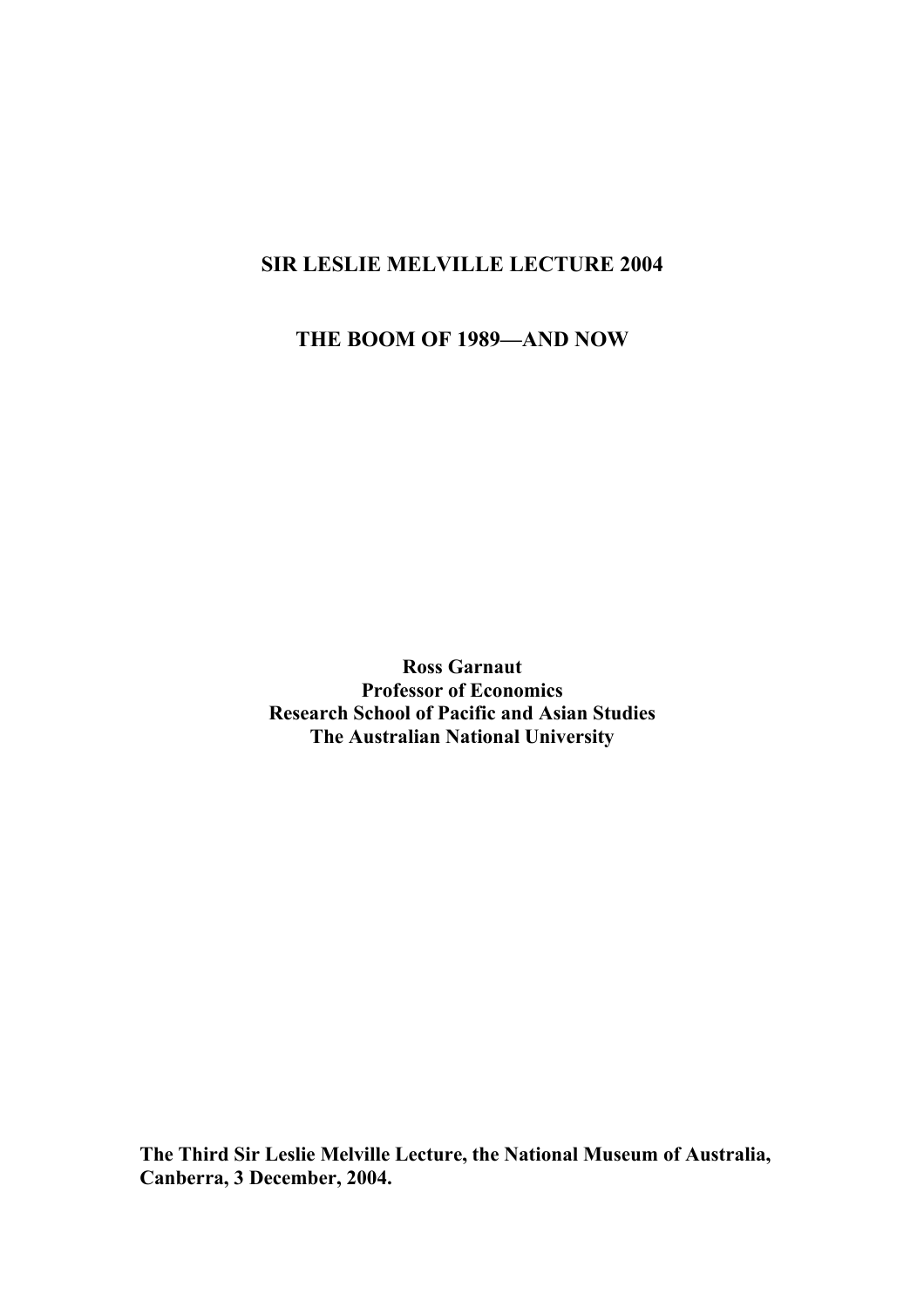# SIR LESLIE MELVILLE LECTURE 2004

# THE BOOM OF 1989—AND NOW

**Ross Garnaut**
**Professor of Economics**
**Research School of Pacific and Asian Studies**
**The Australian National University**

**The Third Sir Leslie Melville Lecture, the National Museum of Australia, Canberra, 3 December, 2004.**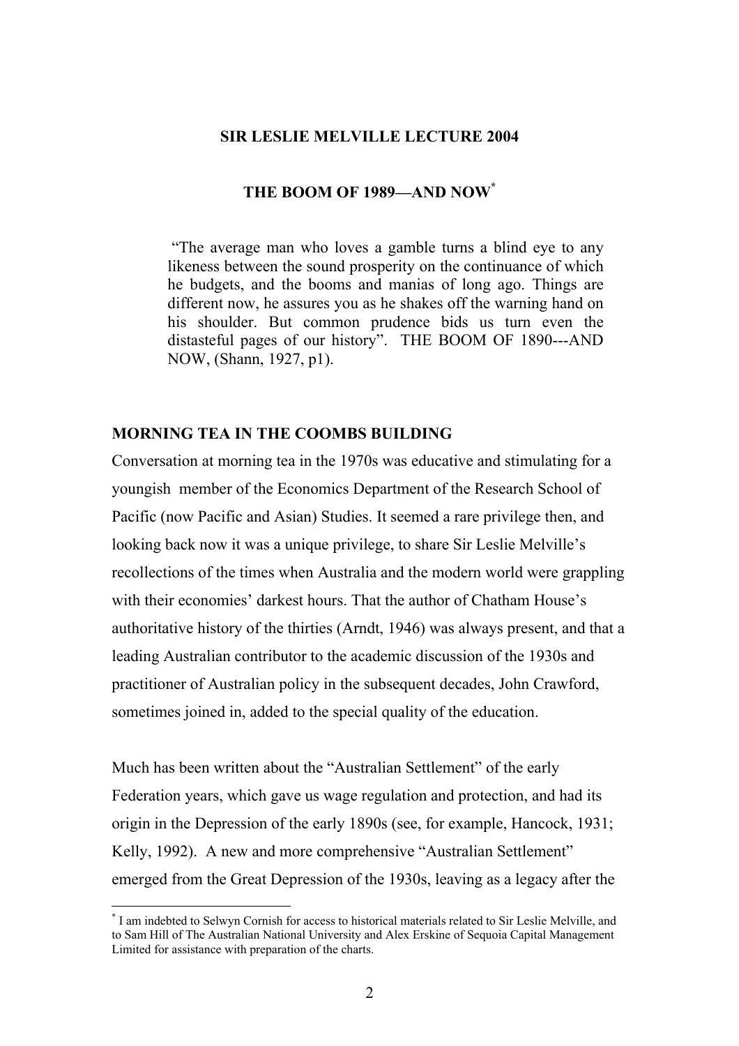# SIR LESLIE MELVILLE LECTURE 2004

## THE BOOM OF 1989—AND NOW*

> "The average man who loves a gamble turns a blind eye to any likeness between the sound prosperity on the continuance of which he budgets, and the booms and manias of long ago. Things are different now, he assures you as he shakes off the warning hand on his shoulder. But common prudence bids us turn even the distasteful pages of our history". THE BOOM OF 1890---AND NOW, (Shann, 1927, p1).

### MORNING TEA IN THE COOMBS BUILDING

Conversation at morning tea in the 1970s was educative and stimulating for a youngish member of the Economics Department of the Research School of Pacific (now Pacific and Asian) Studies. It seemed a rare privilege then, and looking back now it was a unique privilege, to share Sir Leslie Melville's recollections of the times when Australia and the modern world were grappling with their economies' darkest hours. That the author of Chatham House's authoritative history of the thirties (Arndt, 1946) was always present, and that a leading Australian contributor to the academic discussion of the 1930s and practitioner of Australian policy in the subsequent decades, John Crawford, sometimes joined in, added to the special quality of the education.

Much has been written about the "Australian Settlement" of the early Federation years, which gave us wage regulation and protection, and had its origin in the Depression of the early 1890s (see, for example, Hancock, 1931; Kelly, 1992). A new and more comprehensive "Australian Settlement" emerged from the Great Depression of the 1930s, leaving as a legacy after the

---

* I am indebted to Selwyn Cornish for access to historical materials related to Sir Leslie Melville, and to Sam Hill of The Australian National University and Alex Erskine of Sequoia Capital Management Limited for assistance with preparation of the charts.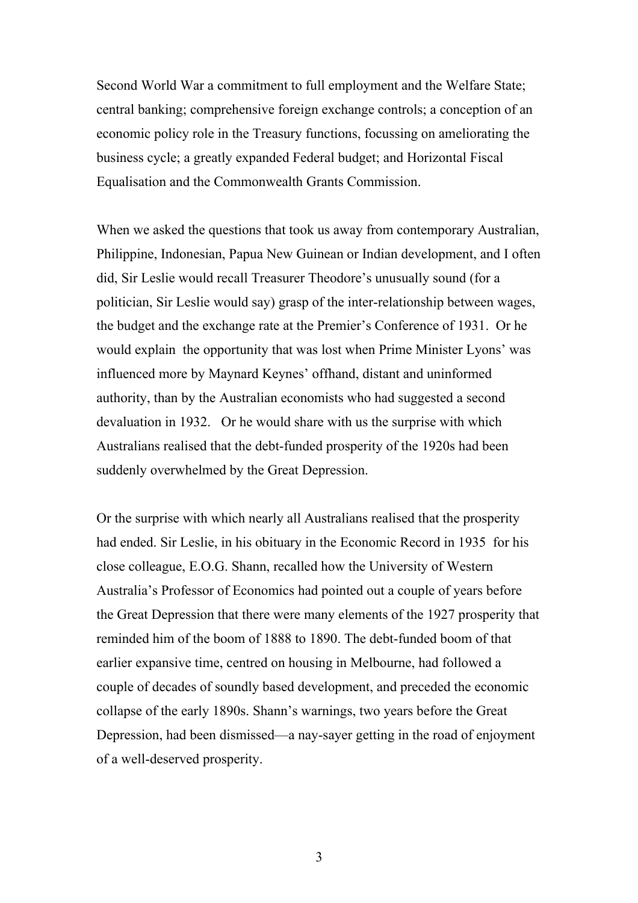Second World War a commitment to full employment and the Welfare State; central banking; comprehensive foreign exchange controls; a conception of an economic policy role in the Treasury functions, focussing on ameliorating the business cycle; a greatly expanded Federal budget; and Horizontal Fiscal Equalisation and the Commonwealth Grants Commission.

When we asked the questions that took us away from contemporary Australian, Philippine, Indonesian, Papua New Guinean or Indian development, and I often did, Sir Leslie would recall Treasurer Theodore's unusually sound (for a politician, Sir Leslie would say) grasp of the inter-relationship between wages, the budget and the exchange rate at the Premier's Conference of 1931. Or he would explain the opportunity that was lost when Prime Minister Lyons' was influenced more by Maynard Keynes' offhand, distant and uninformed authority, than by the Australian economists who had suggested a second devaluation in 1932. Or he would share with us the surprise with which Australians realised that the debt-funded prosperity of the 1920s had been suddenly overwhelmed by the Great Depression.

Or the surprise with which nearly all Australians realised that the prosperity had ended. Sir Leslie, in his obituary in the Economic Record in 1935 for his close colleague, E.O.G. Shann, recalled how the University of Western Australia's Professor of Economics had pointed out a couple of years before the Great Depression that there were many elements of the 1927 prosperity that reminded him of the boom of 1888 to 1890. The debt-funded boom of that earlier expansive time, centred on housing in Melbourne, had followed a couple of decades of soundly based development, and preceded the economic collapse of the early 1890s. Shann's warnings, two years before the Great Depression, had been dismissed—a nay-sayer getting in the road of enjoyment of a well-deserved prosperity.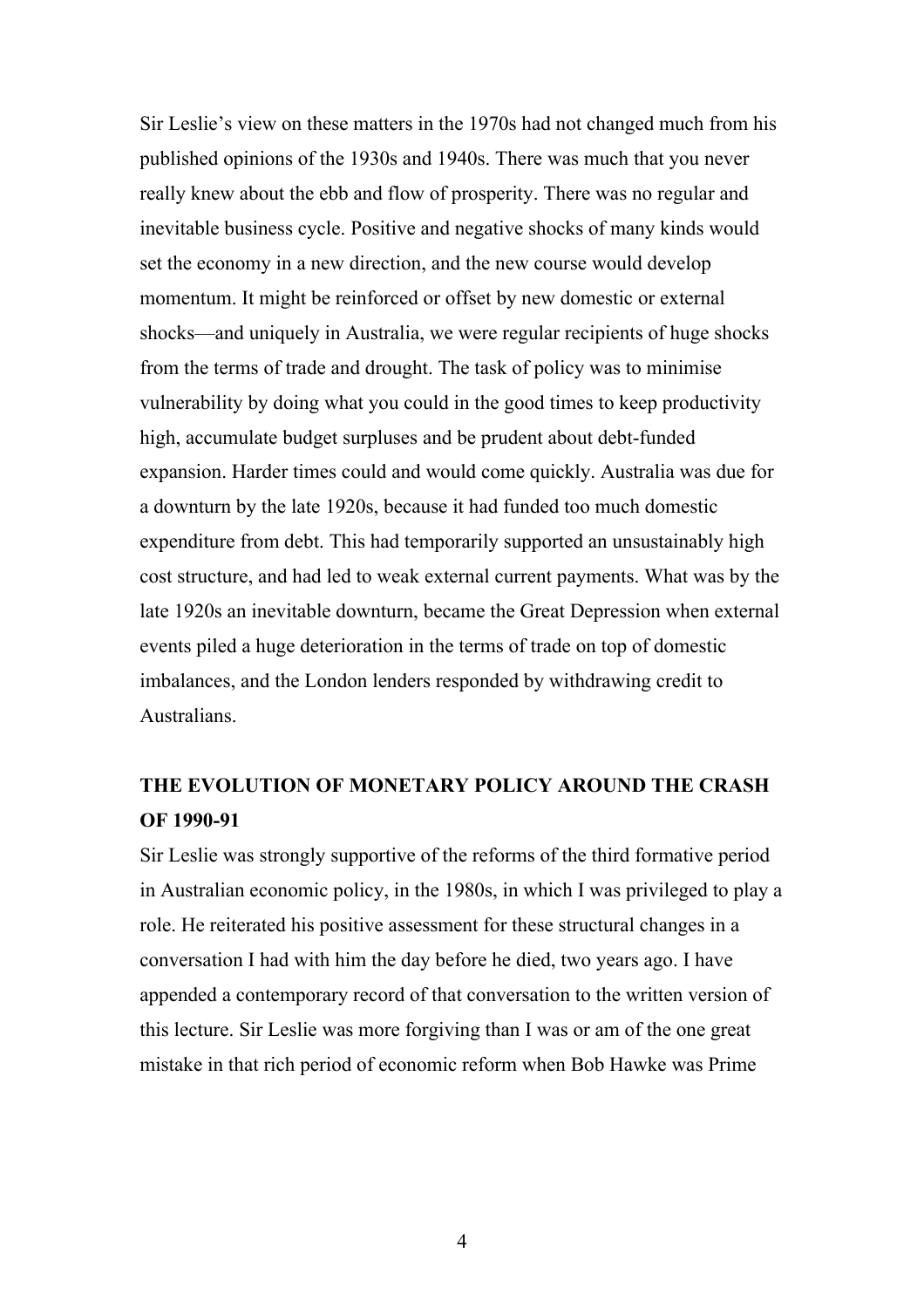Sir Leslie's view on these matters in the 1970s had not changed much from his published opinions of the 1930s and 1940s. There was much that you never really knew about the ebb and flow of prosperity. There was no regular and inevitable business cycle. Positive and negative shocks of many kinds would set the economy in a new direction, and the new course would develop momentum. It might be reinforced or offset by new domestic or external shocks—and uniquely in Australia, we were regular recipients of huge shocks from the terms of trade and drought. The task of policy was to minimise vulnerability by doing what you could in the good times to keep productivity high, accumulate budget surpluses and be prudent about debt-funded expansion. Harder times could and would come quickly. Australia was due for a downturn by the late 1920s, because it had funded too much domestic expenditure from debt. This had temporarily supported an unsustainably high cost structure, and had led to weak external current payments. What was by the late 1920s an inevitable downturn, became the Great Depression when external events piled a huge deterioration in the terms of trade on top of domestic imbalances, and the London lenders responded by withdrawing credit to Australians.

## THE EVOLUTION OF MONETARY POLICY AROUND THE CRASH OF 1990-91

Sir Leslie was strongly supportive of the reforms of the third formative period in Australian economic policy, in the 1980s, in which I was privileged to play a role. He reiterated his positive assessment for these structural changes in a conversation I had with him the day before he died, two years ago. I have appended a contemporary record of that conversation to the written version of this lecture. Sir Leslie was more forgiving than I was or am of the one great mistake in that rich period of economic reform when Bob Hawke was Prime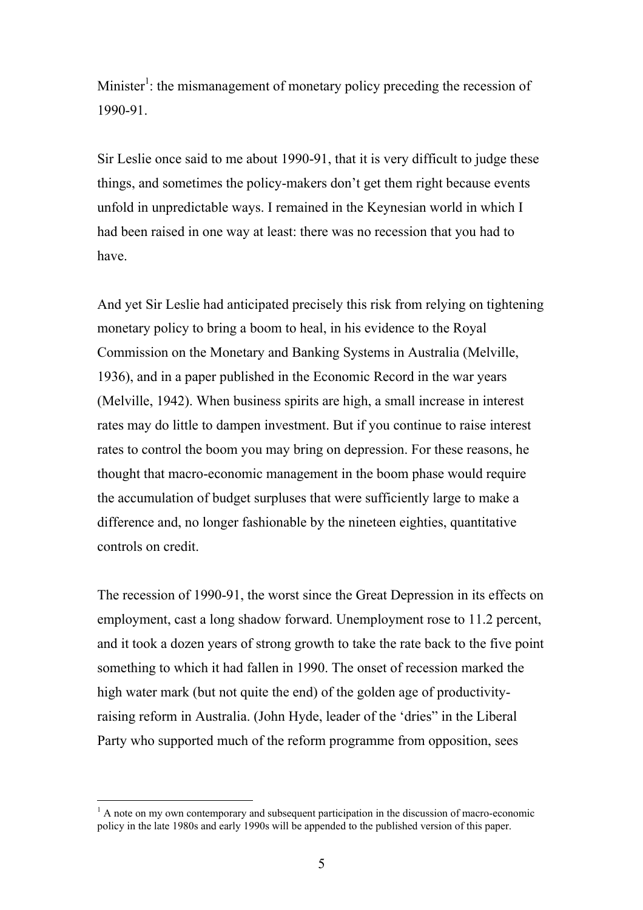Minister[1]: the mismanagement of monetary policy preceding the recession of 1990-91.

Sir Leslie once said to me about 1990-91, that it is very difficult to judge these things, and sometimes the policy-makers don't get them right because events unfold in unpredictable ways. I remained in the Keynesian world in which I had been raised in one way at least: there was no recession that you had to have.

And yet Sir Leslie had anticipated precisely this risk from relying on tightening monetary policy to bring a boom to heal, in his evidence to the Royal Commission on the Monetary and Banking Systems in Australia (Melville, 1936), and in a paper published in the Economic Record in the war years (Melville, 1942). When business spirits are high, a small increase in interest rates may do little to dampen investment. But if you continue to raise interest rates to control the boom you may bring on depression. For these reasons, he thought that macro-economic management in the boom phase would require the accumulation of budget surpluses that were sufficiently large to make a difference and, no longer fashionable by the nineteen eighties, quantitative controls on credit.

The recession of 1990-91, the worst since the Great Depression in its effects on employment, cast a long shadow forward. Unemployment rose to 11.2 percent, and it took a dozen years of strong growth to take the rate back to the five point something to which it had fallen in 1990. The onset of recession marked the high water mark (but not quite the end) of the golden age of productivity-raising reform in Australia. (John Hyde, leader of the 'dries" in the Liberal Party who supported much of the reform programme from opposition, sees

[1] A note on my own contemporary and subsequent participation in the discussion of macro-economic policy in the late 1980s and early 1990s will be appended to the published version of this paper.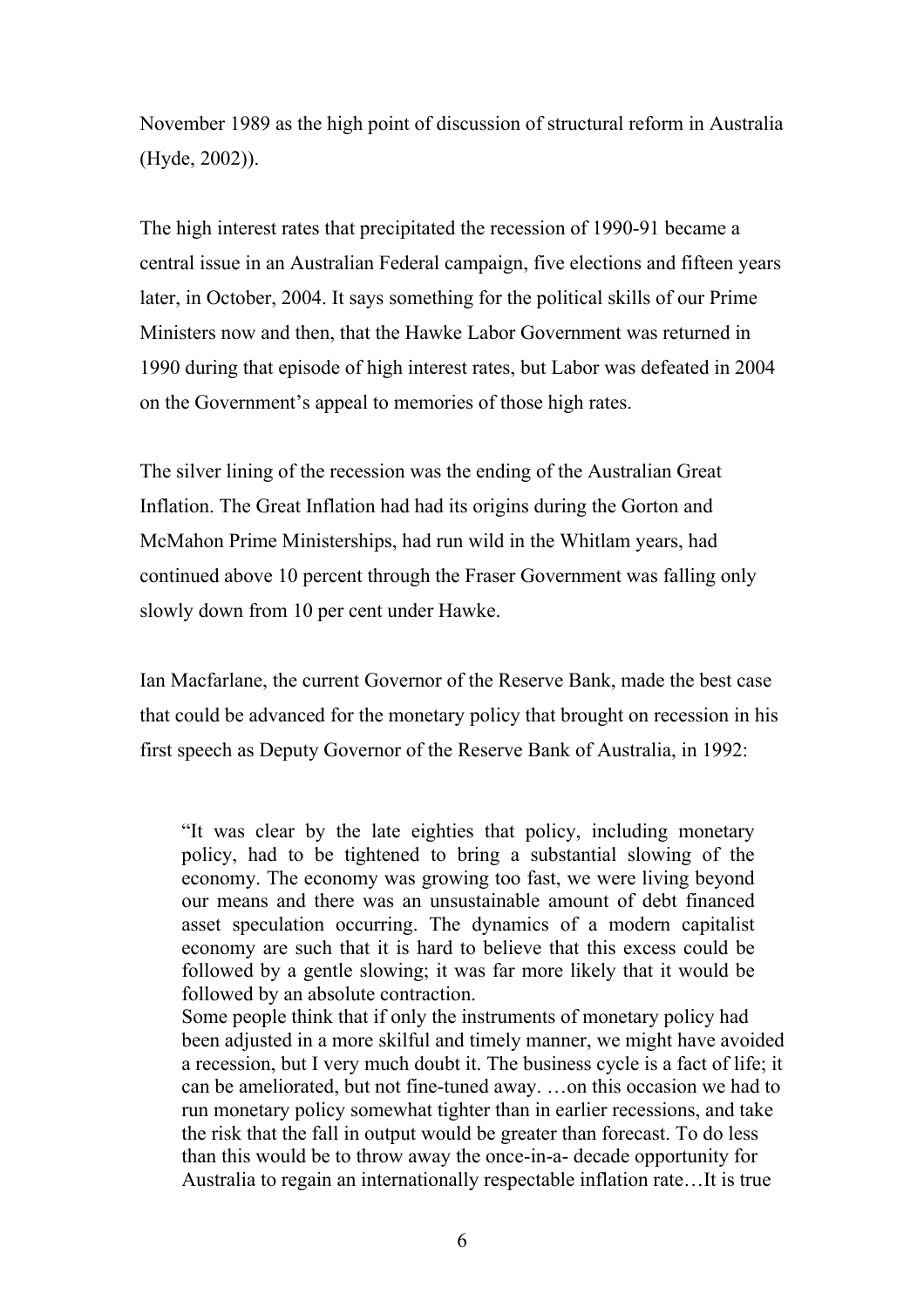November 1989 as the high point of discussion of structural reform in Australia (Hyde, 2002)).

The high interest rates that precipitated the recession of 1990-91 became a central issue in an Australian Federal campaign, five elections and fifteen years later, in October, 2004. It says something for the political skills of our Prime Ministers now and then, that the Hawke Labor Government was returned in 1990 during that episode of high interest rates, but Labor was defeated in 2004 on the Government's appeal to memories of those high rates.

The silver lining of the recession was the ending of the Australian Great Inflation. The Great Inflation had had its origins during the Gorton and McMahon Prime Ministerships, had run wild in the Whitlam years, had continued above 10 percent through the Fraser Government was falling only slowly down from 10 per cent under Hawke.

Ian Macfarlane, the current Governor of the Reserve Bank, made the best case that could be advanced for the monetary policy that brought on recession in his first speech as Deputy Governor of the Reserve Bank of Australia, in 1992:

> "It was clear by the late eighties that policy, including monetary policy, had to be tightened to bring a substantial slowing of the economy. The economy was growing too fast, we were living beyond our means and there was an unsustainable amount of debt financed asset speculation occurring. The dynamics of a modern capitalist economy are such that it is hard to believe that this excess could be followed by a gentle slowing; it was far more likely that it would be followed by an absolute contraction.
> Some people think that if only the instruments of monetary policy had been adjusted in a more skilful and timely manner, we might have avoided a recession, but I very much doubt it. The business cycle is a fact of life; it can be ameliorated, but not fine-tuned away. …on this occasion we had to run monetary policy somewhat tighter than in earlier recessions, and take the risk that the fall in output would be greater than forecast. To do less than this would be to throw away the once-in-a- decade opportunity for Australia to regain an internationally respectable inflation rate…It is true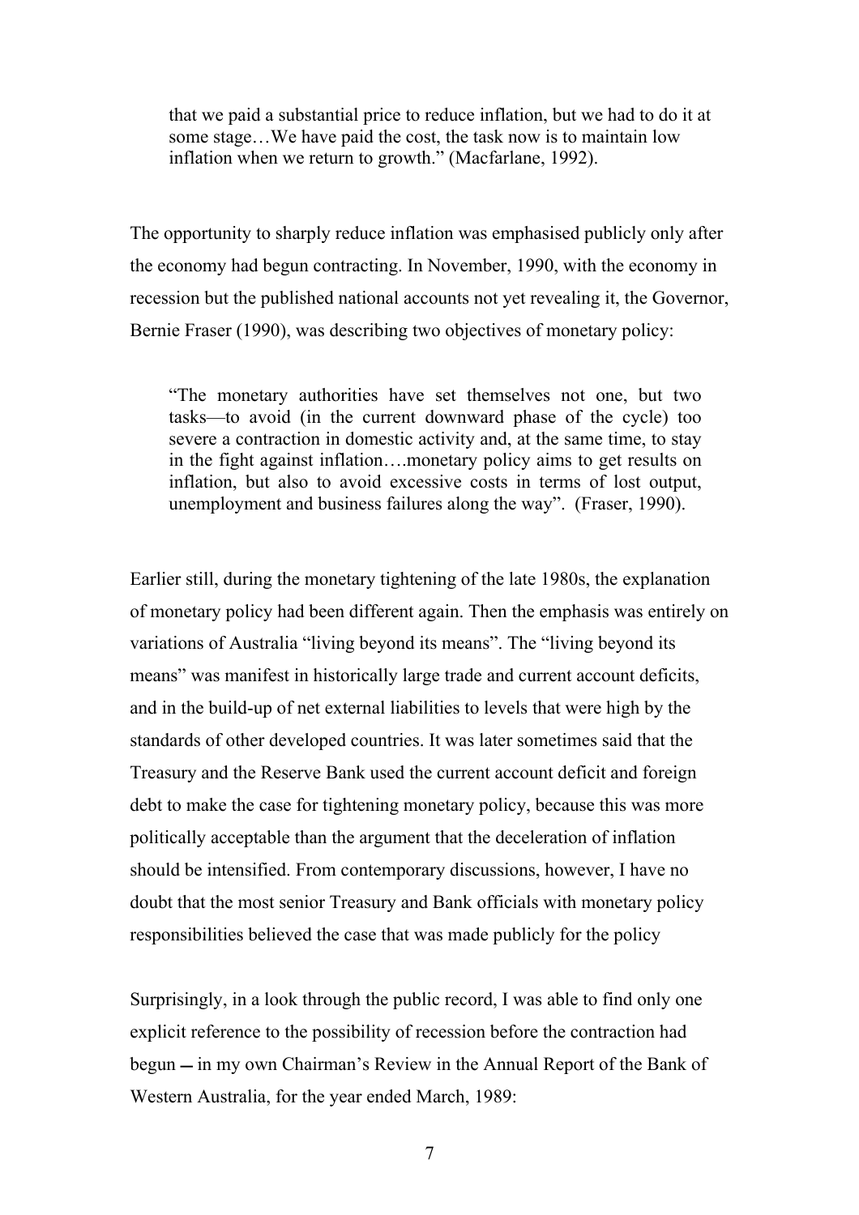> that we paid a substantial price to reduce inflation, but we had to do it at some stage…We have paid the cost, the task now is to maintain low inflation when we return to growth." (Macfarlane, 1992).

The opportunity to sharply reduce inflation was emphasised publicly only after the economy had begun contracting. In November, 1990, with the economy in recession but the published national accounts not yet revealing it, the Governor, Bernie Fraser (1990), was describing two objectives of monetary policy:

> "The monetary authorities have set themselves not one, but two tasks—to avoid (in the current downward phase of the cycle) too severe a contraction in domestic activity and, at the same time, to stay in the fight against inflation….monetary policy aims to get results on inflation, but also to avoid excessive costs in terms of lost output, unemployment and business failures along the way". (Fraser, 1990).

Earlier still, during the monetary tightening of the late 1980s, the explanation of monetary policy had been different again. Then the emphasis was entirely on variations of Australia "living beyond its means". The "living beyond its means" was manifest in historically large trade and current account deficits, and in the build-up of net external liabilities to levels that were high by the standards of other developed countries. It was later sometimes said that the Treasury and the Reserve Bank used the current account deficit and foreign debt to make the case for tightening monetary policy, because this was more politically acceptable than the argument that the deceleration of inflation should be intensified. From contemporary discussions, however, I have no doubt that the most senior Treasury and Bank officials with monetary policy responsibilities believed the case that was made publicly for the policy

Surprisingly, in a look through the public record, I was able to find only one explicit reference to the possibility of recession before the contraction had begun — in my own Chairman's Review in the Annual Report of the Bank of Western Australia, for the year ended March, 1989: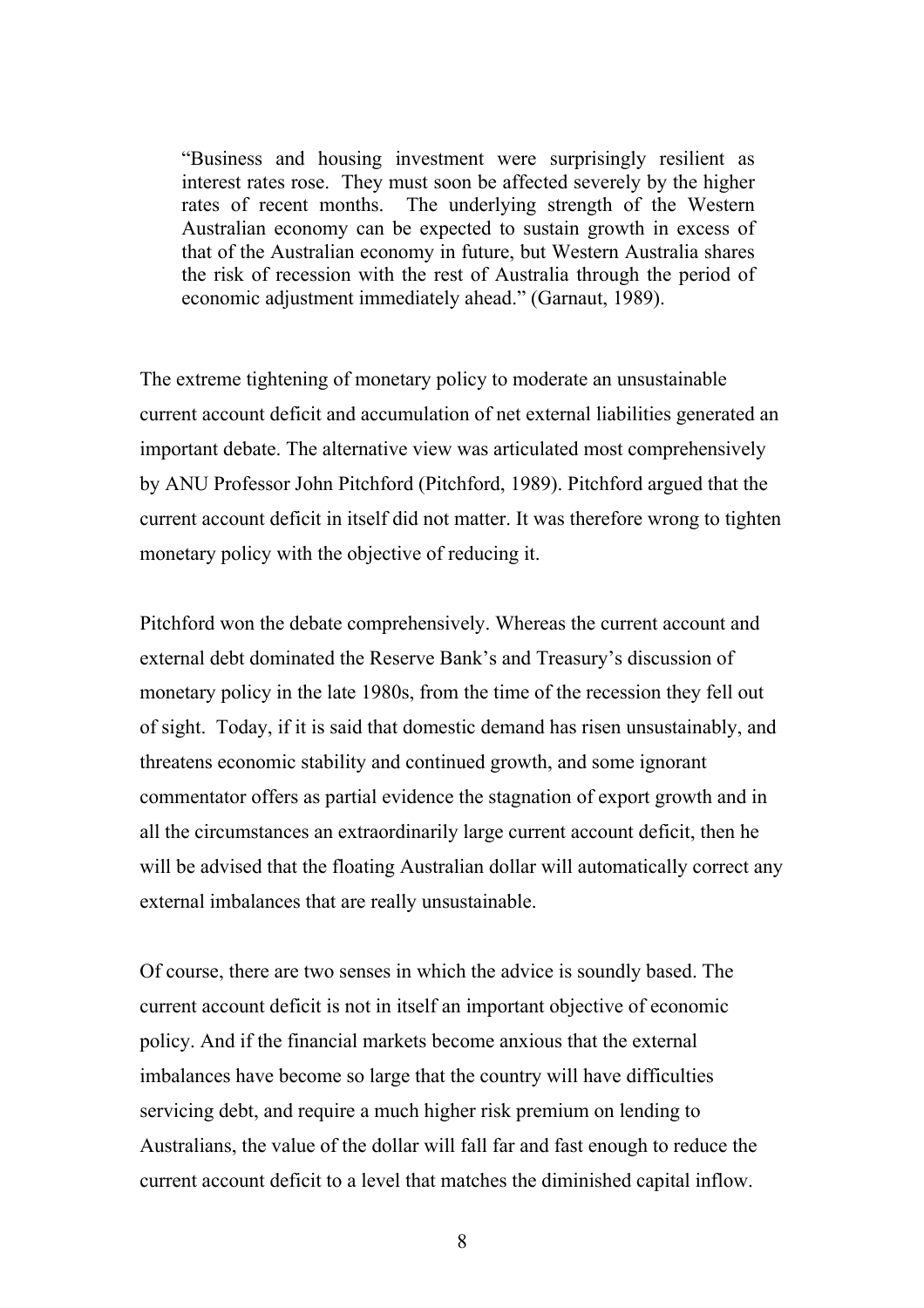> "Business and housing investment were surprisingly resilient as interest rates rose. They must soon be affected severely by the higher rates of recent months. The underlying strength of the Western Australian economy can be expected to sustain growth in excess of that of the Australian economy in future, but Western Australia shares the risk of recession with the rest of Australia through the period of economic adjustment immediately ahead." (Garnaut, 1989).

The extreme tightening of monetary policy to moderate an unsustainable current account deficit and accumulation of net external liabilities generated an important debate. The alternative view was articulated most comprehensively by ANU Professor John Pitchford (Pitchford, 1989). Pitchford argued that the current account deficit in itself did not matter. It was therefore wrong to tighten monetary policy with the objective of reducing it.

Pitchford won the debate comprehensively. Whereas the current account and external debt dominated the Reserve Bank's and Treasury's discussion of monetary policy in the late 1980s, from the time of the recession they fell out of sight. Today, if it is said that domestic demand has risen unsustainably, and threatens economic stability and continued growth, and some ignorant commentator offers as partial evidence the stagnation of export growth and in all the circumstances an extraordinarily large current account deficit, then he will be advised that the floating Australian dollar will automatically correct any external imbalances that are really unsustainable.

Of course, there are two senses in which the advice is soundly based. The current account deficit is not in itself an important objective of economic policy. And if the financial markets become anxious that the external imbalances have become so large that the country will have difficulties servicing debt, and require a much higher risk premium on lending to Australians, the value of the dollar will fall far and fast enough to reduce the current account deficit to a level that matches the diminished capital inflow.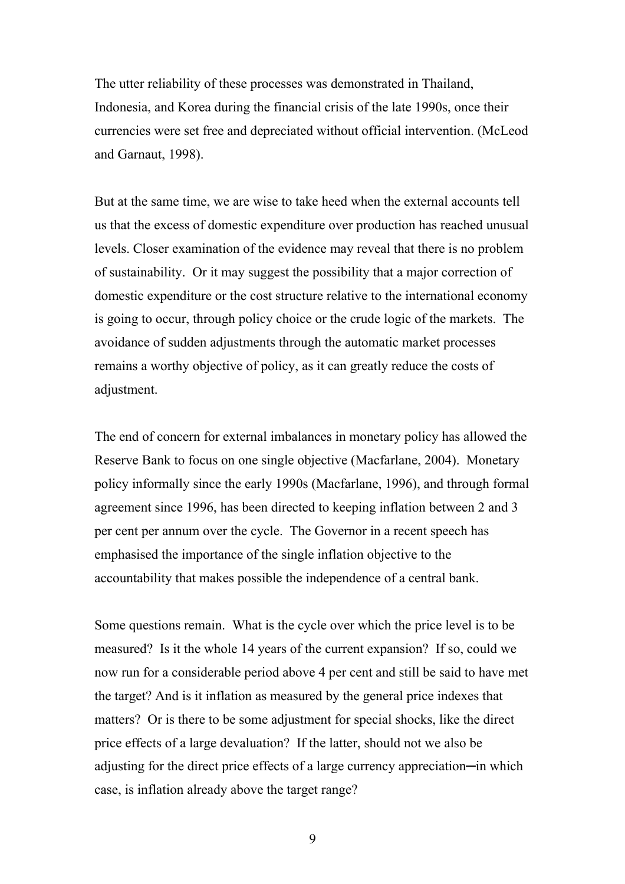The utter reliability of these processes was demonstrated in Thailand, Indonesia, and Korea during the financial crisis of the late 1990s, once their currencies were set free and depreciated without official intervention. (McLeod and Garnaut, 1998).

But at the same time, we are wise to take heed when the external accounts tell us that the excess of domestic expenditure over production has reached unusual levels. Closer examination of the evidence may reveal that there is no problem of sustainability. Or it may suggest the possibility that a major correction of domestic expenditure or the cost structure relative to the international economy is going to occur, through policy choice or the crude logic of the markets. The avoidance of sudden adjustments through the automatic market processes remains a worthy objective of policy, as it can greatly reduce the costs of adjustment.

The end of concern for external imbalances in monetary policy has allowed the Reserve Bank to focus on one single objective (Macfarlane, 2004). Monetary policy informally since the early 1990s (Macfarlane, 1996), and through formal agreement since 1996, has been directed to keeping inflation between 2 and 3 per cent per annum over the cycle. The Governor in a recent speech has emphasised the importance of the single inflation objective to the accountability that makes possible the independence of a central bank.

Some questions remain. What is the cycle over which the price level is to be measured? Is it the whole 14 years of the current expansion? If so, could we now run for a considerable period above 4 per cent and still be said to have met the target? And is it inflation as measured by the general price indexes that matters? Or is there to be some adjustment for special shocks, like the direct price effects of a large devaluation? If the latter, should not we also be adjusting for the direct price effects of a large currency appreciation─in which case, is inflation already above the target range?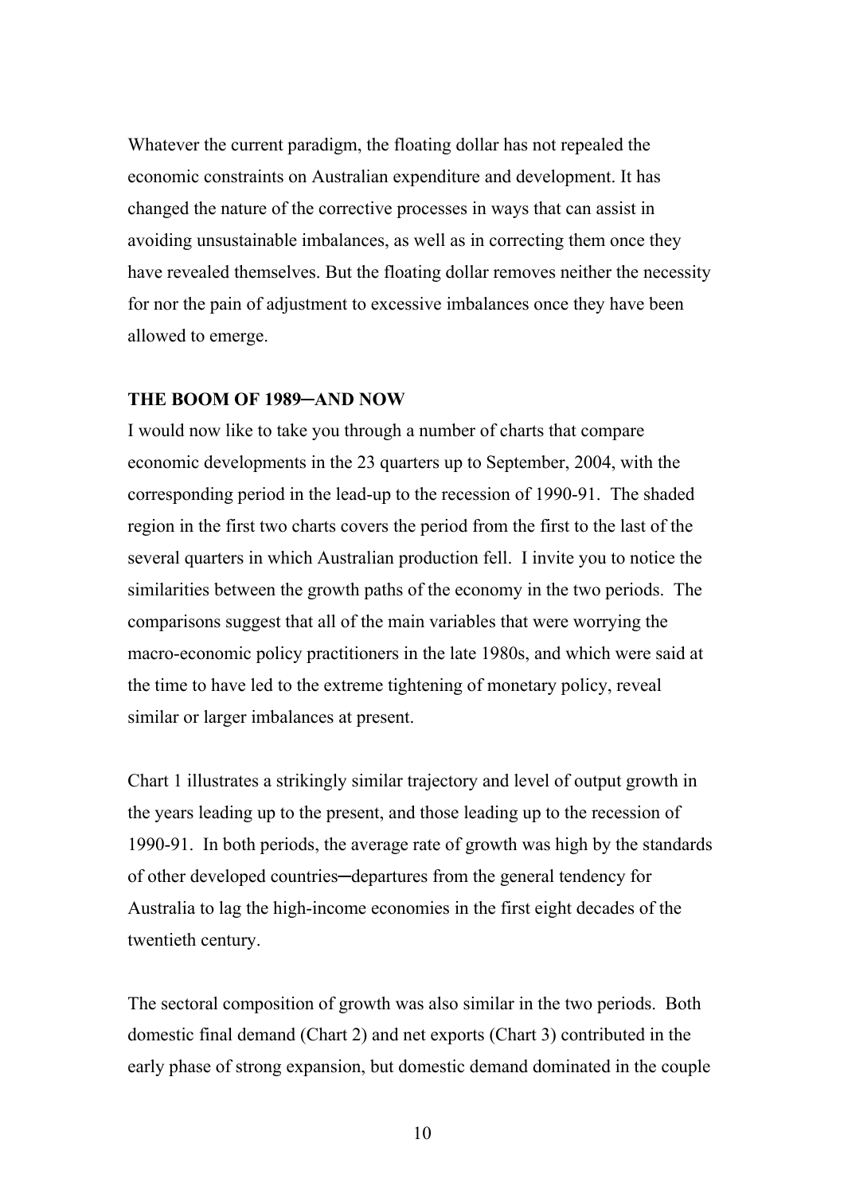Whatever the current paradigm, the floating dollar has not repealed the economic constraints on Australian expenditure and development. It has changed the nature of the corrective processes in ways that can assist in avoiding unsustainable imbalances, as well as in correcting them once they have revealed themselves. But the floating dollar removes neither the necessity for nor the pain of adjustment to excessive imbalances once they have been allowed to emerge.

**THE BOOM OF 1989─AND NOW**

I would now like to take you through a number of charts that compare economic developments in the 23 quarters up to September, 2004, with the corresponding period in the lead-up to the recession of 1990-91. The shaded region in the first two charts covers the period from the first to the last of the several quarters in which Australian production fell. I invite you to notice the similarities between the growth paths of the economy in the two periods. The comparisons suggest that all of the main variables that were worrying the macro-economic policy practitioners in the late 1980s, and which were said at the time to have led to the extreme tightening of monetary policy, reveal similar or larger imbalances at present.

Chart 1 illustrates a strikingly similar trajectory and level of output growth in the years leading up to the present, and those leading up to the recession of 1990-91. In both periods, the average rate of growth was high by the standards of other developed countries─departures from the general tendency for Australia to lag the high-income economies in the first eight decades of the twentieth century.

The sectoral composition of growth was also similar in the two periods. Both domestic final demand (Chart 2) and net exports (Chart 3) contributed in the early phase of strong expansion, but domestic demand dominated in the couple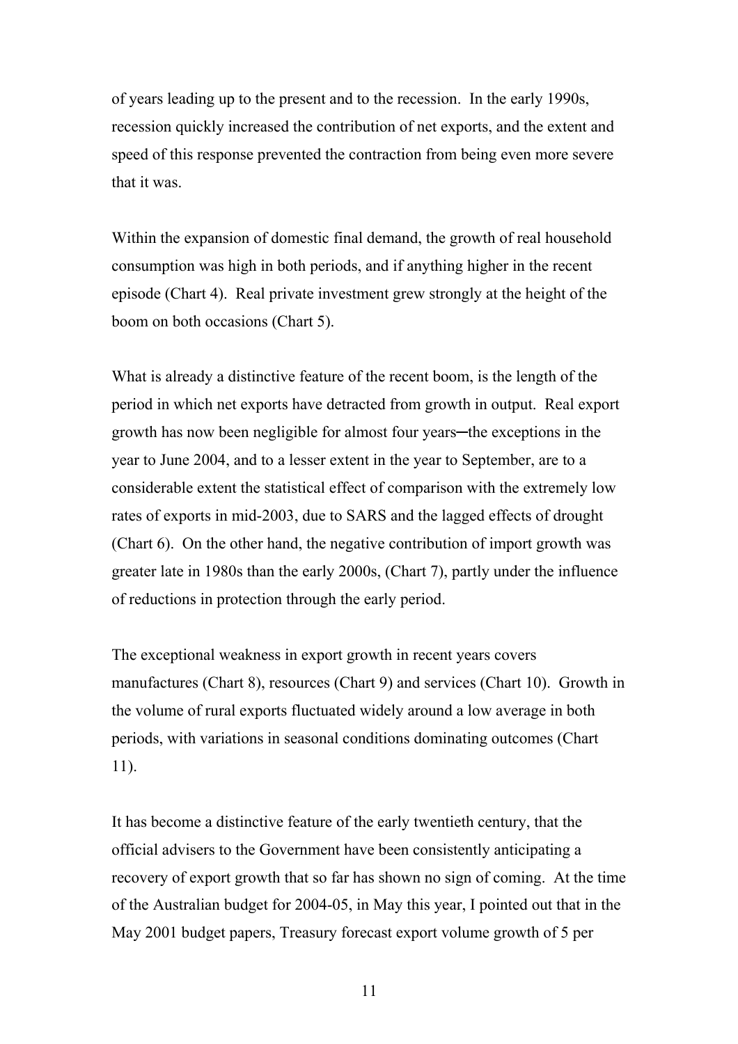of years leading up to the present and to the recession. In the early 1990s, recession quickly increased the contribution of net exports, and the extent and speed of this response prevented the contraction from being even more severe that it was.

Within the expansion of domestic final demand, the growth of real household consumption was high in both periods, and if anything higher in the recent episode (Chart 4). Real private investment grew strongly at the height of the boom on both occasions (Chart 5).

What is already a distinctive feature of the recent boom, is the length of the period in which net exports have detracted from growth in output. Real export growth has now been negligible for almost four years─the exceptions in the year to June 2004, and to a lesser extent in the year to September, are to a considerable extent the statistical effect of comparison with the extremely low rates of exports in mid-2003, due to SARS and the lagged effects of drought (Chart 6). On the other hand, the negative contribution of import growth was greater late in 1980s than the early 2000s, (Chart 7), partly under the influence of reductions in protection through the early period.

The exceptional weakness in export growth in recent years covers manufactures (Chart 8), resources (Chart 9) and services (Chart 10). Growth in the volume of rural exports fluctuated widely around a low average in both periods, with variations in seasonal conditions dominating outcomes (Chart 11).

It has become a distinctive feature of the early twentieth century, that the official advisers to the Government have been consistently anticipating a recovery of export growth that so far has shown no sign of coming. At the time of the Australian budget for 2004-05, in May this year, I pointed out that in the May 2001 budget papers, Treasury forecast export volume growth of 5 per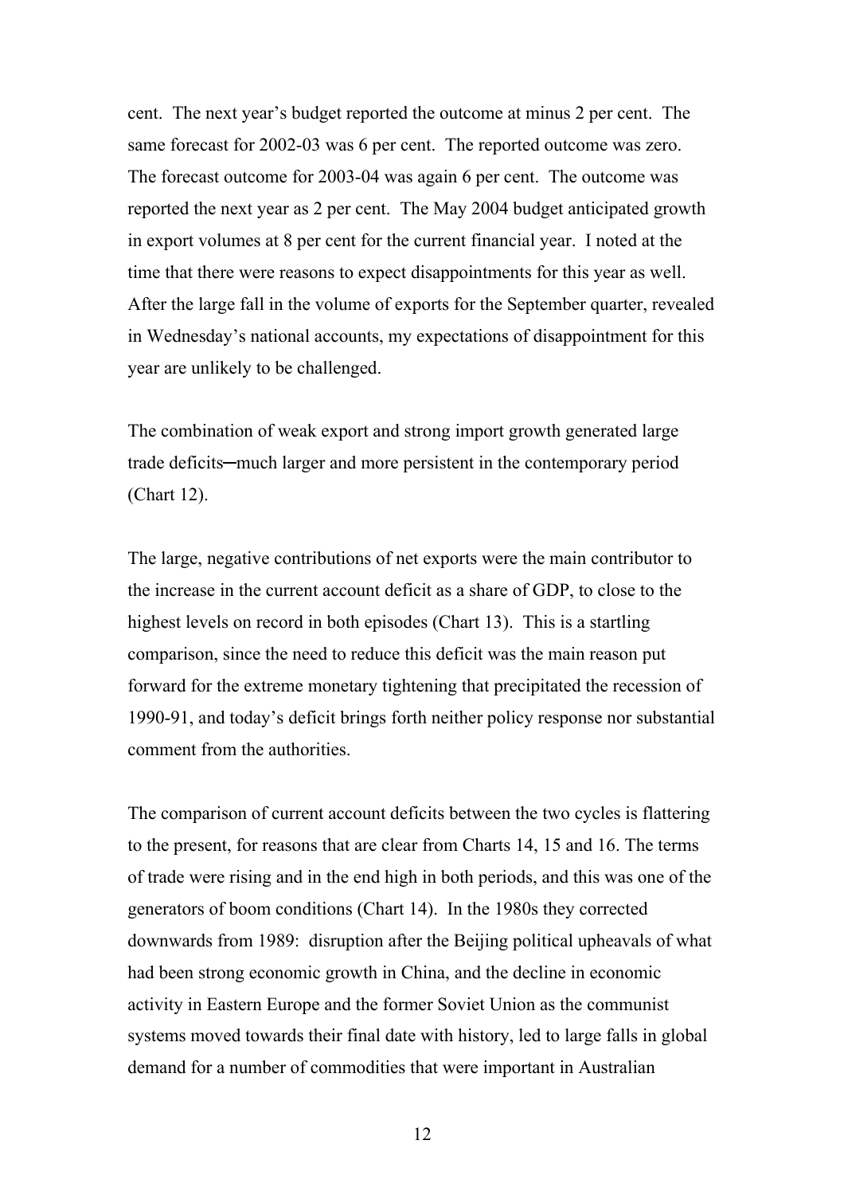cent. The next year's budget reported the outcome at minus 2 per cent. The same forecast for 2002-03 was 6 per cent. The reported outcome was zero. The forecast outcome for 2003-04 was again 6 per cent. The outcome was reported the next year as 2 per cent. The May 2004 budget anticipated growth in export volumes at 8 per cent for the current financial year. I noted at the time that there were reasons to expect disappointments for this year as well. After the large fall in the volume of exports for the September quarter, revealed in Wednesday's national accounts, my expectations of disappointment for this year are unlikely to be challenged.

The combination of weak export and strong import growth generated large trade deficits─much larger and more persistent in the contemporary period (Chart 12).

The large, negative contributions of net exports were the main contributor to the increase in the current account deficit as a share of GDP, to close to the highest levels on record in both episodes (Chart 13). This is a startling comparison, since the need to reduce this deficit was the main reason put forward for the extreme monetary tightening that precipitated the recession of 1990-91, and today's deficit brings forth neither policy response nor substantial comment from the authorities.

The comparison of current account deficits between the two cycles is flattering to the present, for reasons that are clear from Charts 14, 15 and 16. The terms of trade were rising and in the end high in both periods, and this was one of the generators of boom conditions (Chart 14). In the 1980s they corrected downwards from 1989: disruption after the Beijing political upheavals of what had been strong economic growth in China, and the decline in economic activity in Eastern Europe and the former Soviet Union as the communist systems moved towards their final date with history, led to large falls in global demand for a number of commodities that were important in Australian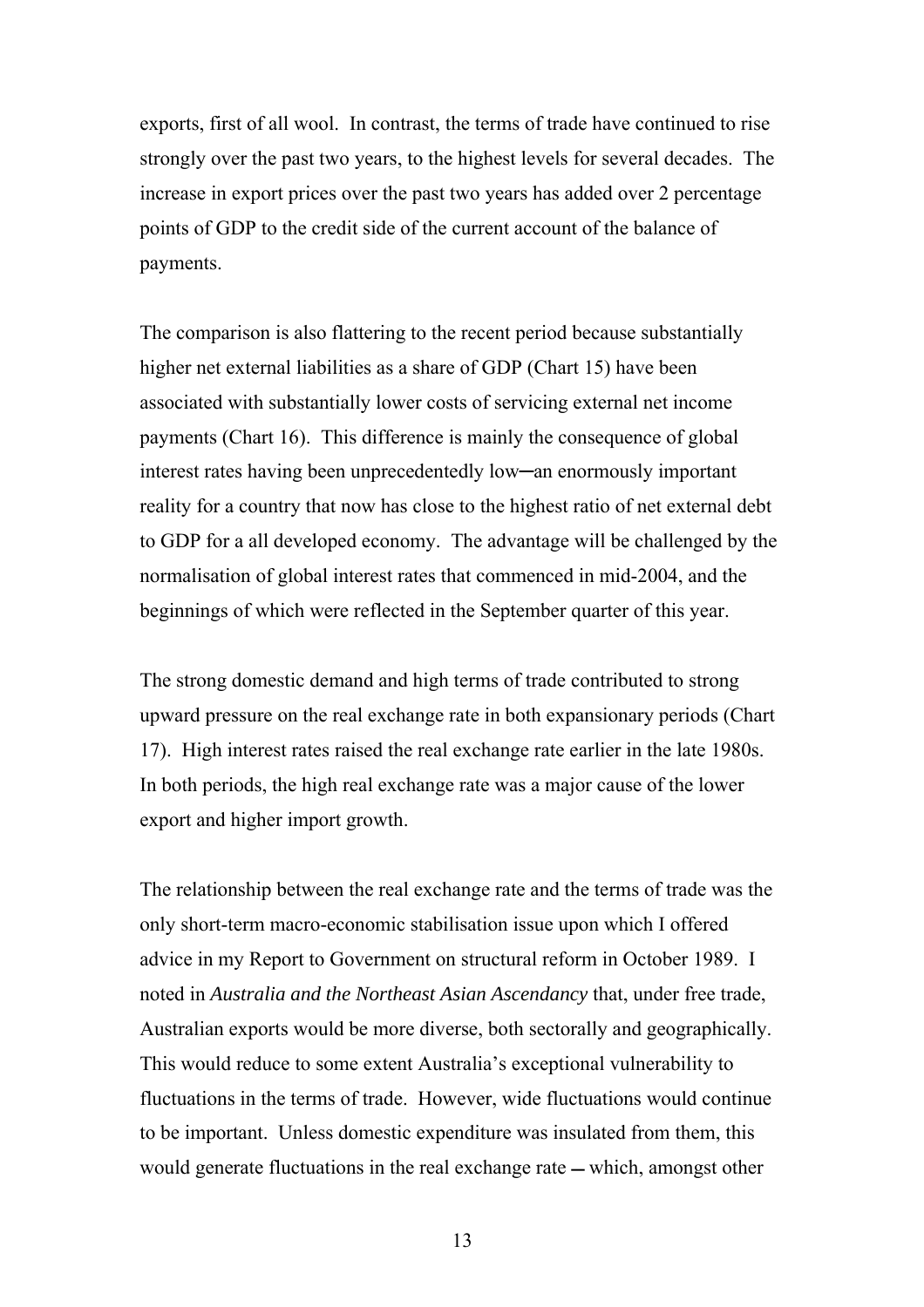exports, first of all wool. In contrast, the terms of trade have continued to rise strongly over the past two years, to the highest levels for several decades. The increase in export prices over the past two years has added over 2 percentage points of GDP to the credit side of the current account of the balance of payments.

The comparison is also flattering to the recent period because substantially higher net external liabilities as a share of GDP (Chart 15) have been associated with substantially lower costs of servicing external net income payments (Chart 16). This difference is mainly the consequence of global interest rates having been unprecedentedly low─an enormously important reality for a country that now has close to the highest ratio of net external debt to GDP for a all developed economy. The advantage will be challenged by the normalisation of global interest rates that commenced in mid-2004, and the beginnings of which were reflected in the September quarter of this year.

The strong domestic demand and high terms of trade contributed to strong upward pressure on the real exchange rate in both expansionary periods (Chart 17). High interest rates raised the real exchange rate earlier in the late 1980s. In both periods, the high real exchange rate was a major cause of the lower export and higher import growth.

The relationship between the real exchange rate and the terms of trade was the only short-term macro-economic stabilisation issue upon which I offered advice in my Report to Government on structural reform in October 1989. I noted in *Australia and the Northeast Asian Ascendancy* that, under free trade, Australian exports would be more diverse, both sectorally and geographically. This would reduce to some extent Australia's exceptional vulnerability to fluctuations in the terms of trade. However, wide fluctuations would continue to be important. Unless domestic expenditure was insulated from them, this would generate fluctuations in the real exchange rate — which, amongst other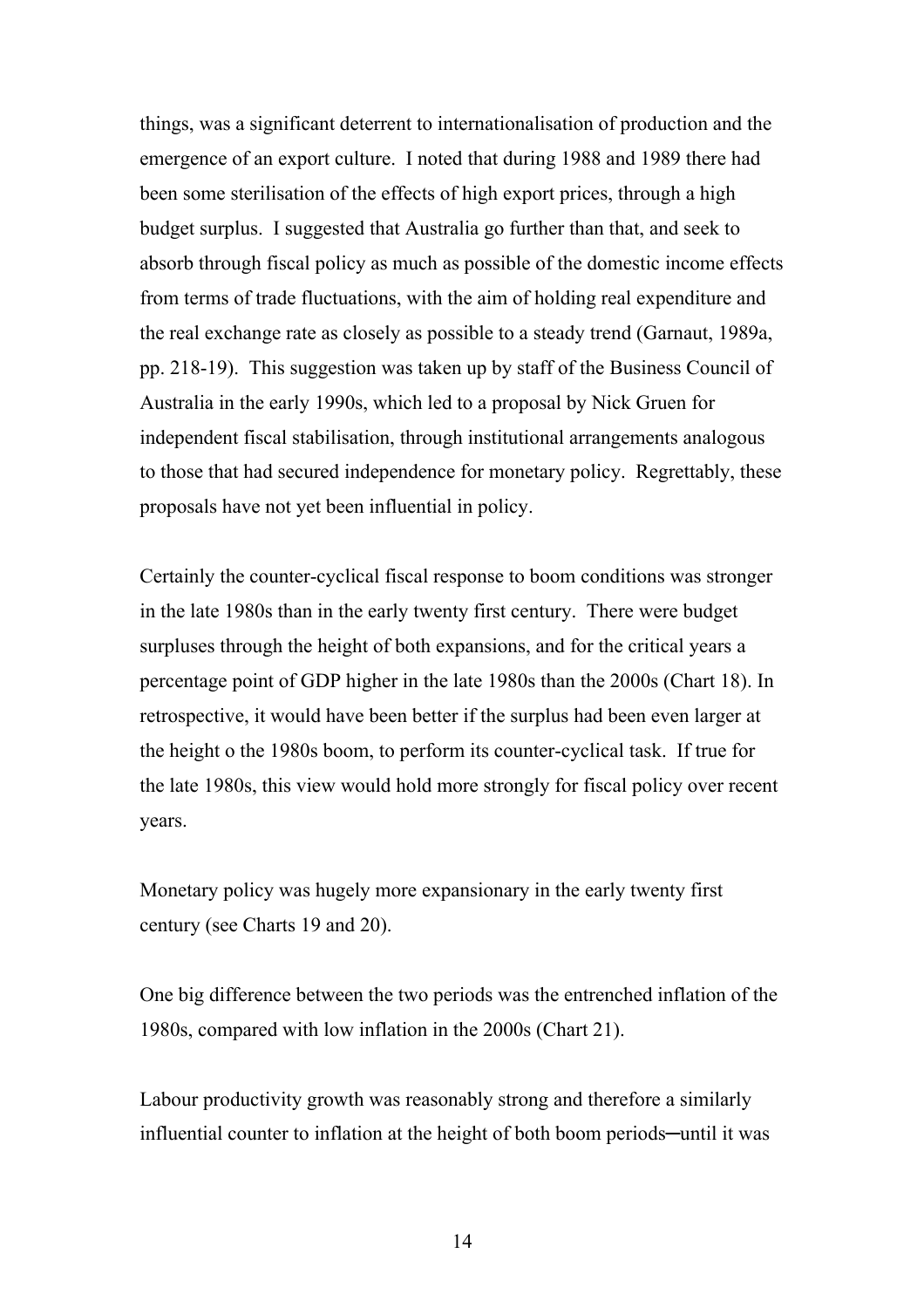things, was a significant deterrent to internationalisation of production and the emergence of an export culture. I noted that during 1988 and 1989 there had been some sterilisation of the effects of high export prices, through a high budget surplus. I suggested that Australia go further than that, and seek to absorb through fiscal policy as much as possible of the domestic income effects from terms of trade fluctuations, with the aim of holding real expenditure and the real exchange rate as closely as possible to a steady trend (Garnaut, 1989a, pp. 218-19). This suggestion was taken up by staff of the Business Council of Australia in the early 1990s, which led to a proposal by Nick Gruen for independent fiscal stabilisation, through institutional arrangements analogous to those that had secured independence for monetary policy. Regrettably, these proposals have not yet been influential in policy.

Certainly the counter-cyclical fiscal response to boom conditions was stronger in the late 1980s than in the early twenty first century. There were budget surpluses through the height of both expansions, and for the critical years a percentage point of GDP higher in the late 1980s than the 2000s (Chart 18). In retrospective, it would have been better if the surplus had been even larger at the height o the 1980s boom, to perform its counter-cyclical task. If true for the late 1980s, this view would hold more strongly for fiscal policy over recent years.

Monetary policy was hugely more expansionary in the early twenty first century (see Charts 19 and 20).

One big difference between the two periods was the entrenched inflation of the 1980s, compared with low inflation in the 2000s (Chart 21).

Labour productivity growth was reasonably strong and therefore a similarly influential counter to inflation at the height of both boom periods─until it was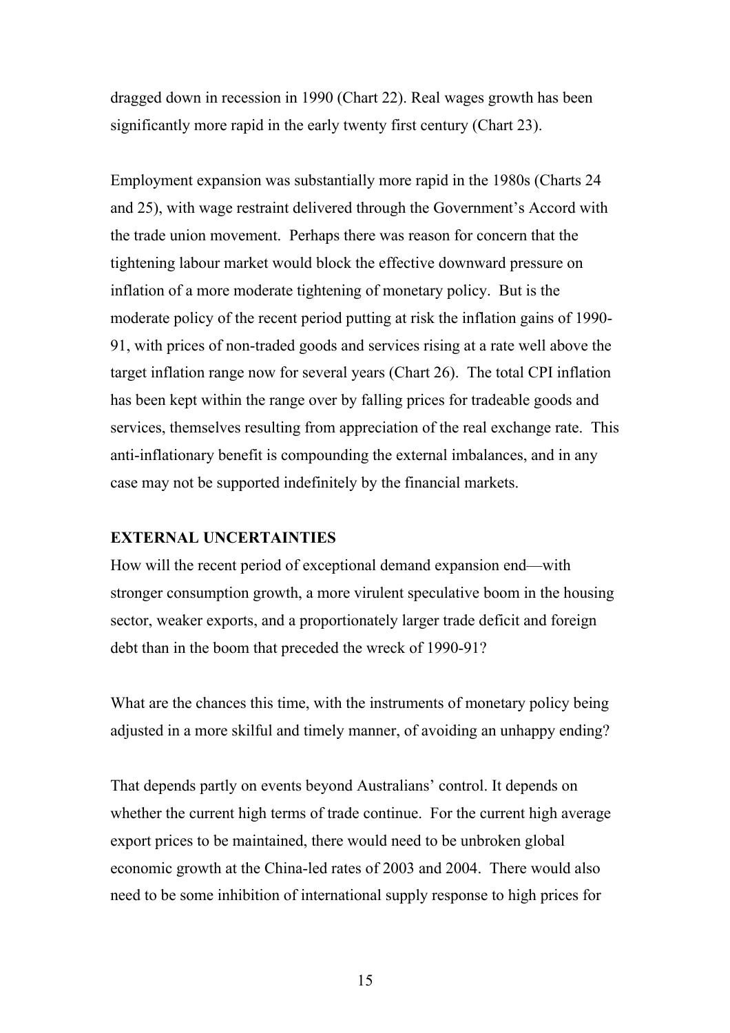dragged down in recession in 1990 (Chart 22). Real wages growth has been significantly more rapid in the early twenty first century (Chart 23).

Employment expansion was substantially more rapid in the 1980s (Charts 24 and 25), with wage restraint delivered through the Government's Accord with the trade union movement. Perhaps there was reason for concern that the tightening labour market would block the effective downward pressure on inflation of a more moderate tightening of monetary policy. But is the moderate policy of the recent period putting at risk the inflation gains of 1990-91, with prices of non-traded goods and services rising at a rate well above the target inflation range now for several years (Chart 26). The total CPI inflation has been kept within the range over by falling prices for tradeable goods and services, themselves resulting from appreciation of the real exchange rate. This anti-inflationary benefit is compounding the external imbalances, and in any case may not be supported indefinitely by the financial markets.

**EXTERNAL UNCERTAINTIES**

How will the recent period of exceptional demand expansion end—with stronger consumption growth, a more virulent speculative boom in the housing sector, weaker exports, and a proportionately larger trade deficit and foreign debt than in the boom that preceded the wreck of 1990-91?

What are the chances this time, with the instruments of monetary policy being adjusted in a more skilful and timely manner, of avoiding an unhappy ending?

That depends partly on events beyond Australians' control. It depends on whether the current high terms of trade continue. For the current high average export prices to be maintained, there would need to be unbroken global economic growth at the China-led rates of 2003 and 2004. There would also need to be some inhibition of international supply response to high prices for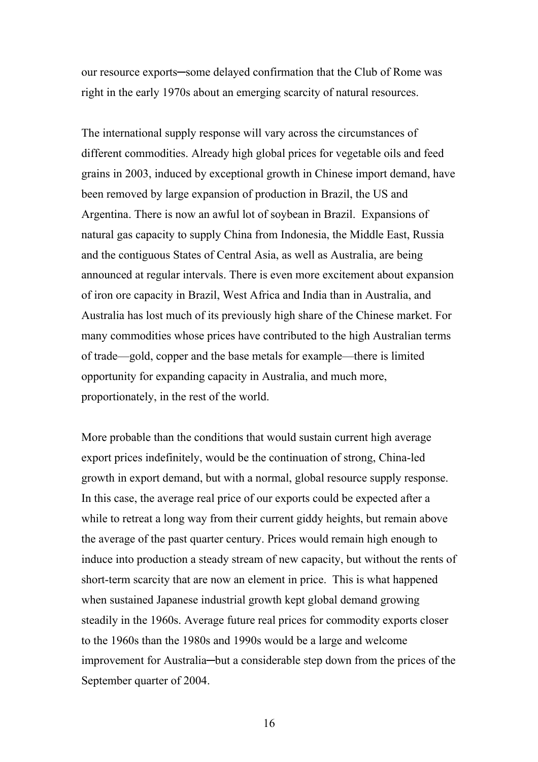our resource exports─some delayed confirmation that the Club of Rome was right in the early 1970s about an emerging scarcity of natural resources.

The international supply response will vary across the circumstances of different commodities. Already high global prices for vegetable oils and feed grains in 2003, induced by exceptional growth in Chinese import demand, have been removed by large expansion of production in Brazil, the US and Argentina. There is now an awful lot of soybean in Brazil. Expansions of natural gas capacity to supply China from Indonesia, the Middle East, Russia and the contiguous States of Central Asia, as well as Australia, are being announced at regular intervals. There is even more excitement about expansion of iron ore capacity in Brazil, West Africa and India than in Australia, and Australia has lost much of its previously high share of the Chinese market. For many commodities whose prices have contributed to the high Australian terms of trade—gold, copper and the base metals for example—there is limited opportunity for expanding capacity in Australia, and much more, proportionately, in the rest of the world.

More probable than the conditions that would sustain current high average export prices indefinitely, would be the continuation of strong, China-led growth in export demand, but with a normal, global resource supply response. In this case, the average real price of our exports could be expected after a while to retreat a long way from their current giddy heights, but remain above the average of the past quarter century. Prices would remain high enough to induce into production a steady stream of new capacity, but without the rents of short-term scarcity that are now an element in price. This is what happened when sustained Japanese industrial growth kept global demand growing steadily in the 1960s. Average future real prices for commodity exports closer to the 1960s than the 1980s and 1990s would be a large and welcome improvement for Australia─but a considerable step down from the prices of the September quarter of 2004.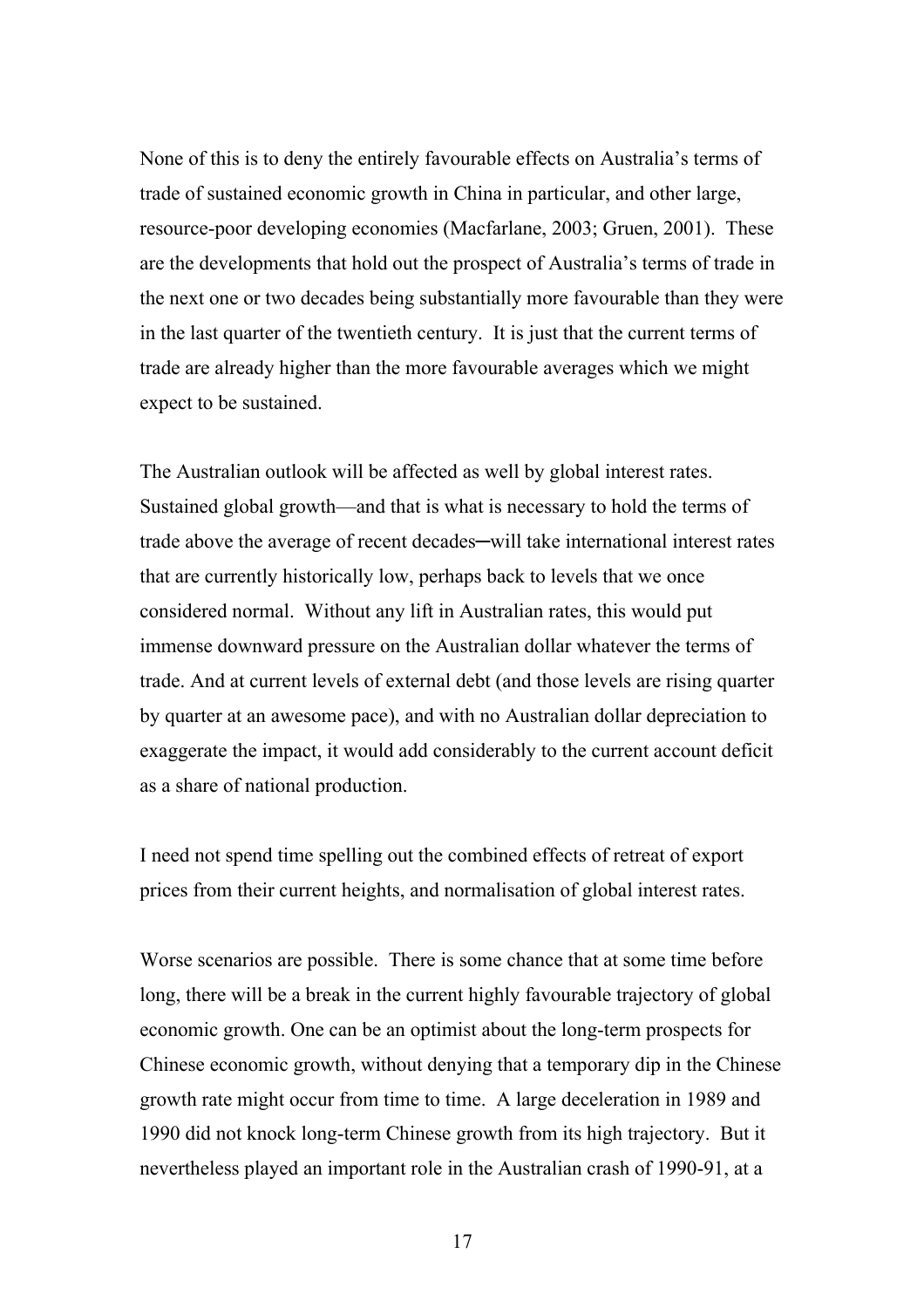None of this is to deny the entirely favourable effects on Australia's terms of trade of sustained economic growth in China in particular, and other large, resource-poor developing economies (Macfarlane, 2003; Gruen, 2001). These are the developments that hold out the prospect of Australia's terms of trade in the next one or two decades being substantially more favourable than they were in the last quarter of the twentieth century. It is just that the current terms of trade are already higher than the more favourable averages which we might expect to be sustained.

The Australian outlook will be affected as well by global interest rates. Sustained global growth—and that is what is necessary to hold the terms of trade above the average of recent decades─will take international interest rates that are currently historically low, perhaps back to levels that we once considered normal. Without any lift in Australian rates, this would put immense downward pressure on the Australian dollar whatever the terms of trade. And at current levels of external debt (and those levels are rising quarter by quarter at an awesome pace), and with no Australian dollar depreciation to exaggerate the impact, it would add considerably to the current account deficit as a share of national production.

I need not spend time spelling out the combined effects of retreat of export prices from their current heights, and normalisation of global interest rates.

Worse scenarios are possible. There is some chance that at some time before long, there will be a break in the current highly favourable trajectory of global economic growth. One can be an optimist about the long-term prospects for Chinese economic growth, without denying that a temporary dip in the Chinese growth rate might occur from time to time. A large deceleration in 1989 and 1990 did not knock long-term Chinese growth from its high trajectory. But it nevertheless played an important role in the Australian crash of 1990-91, at a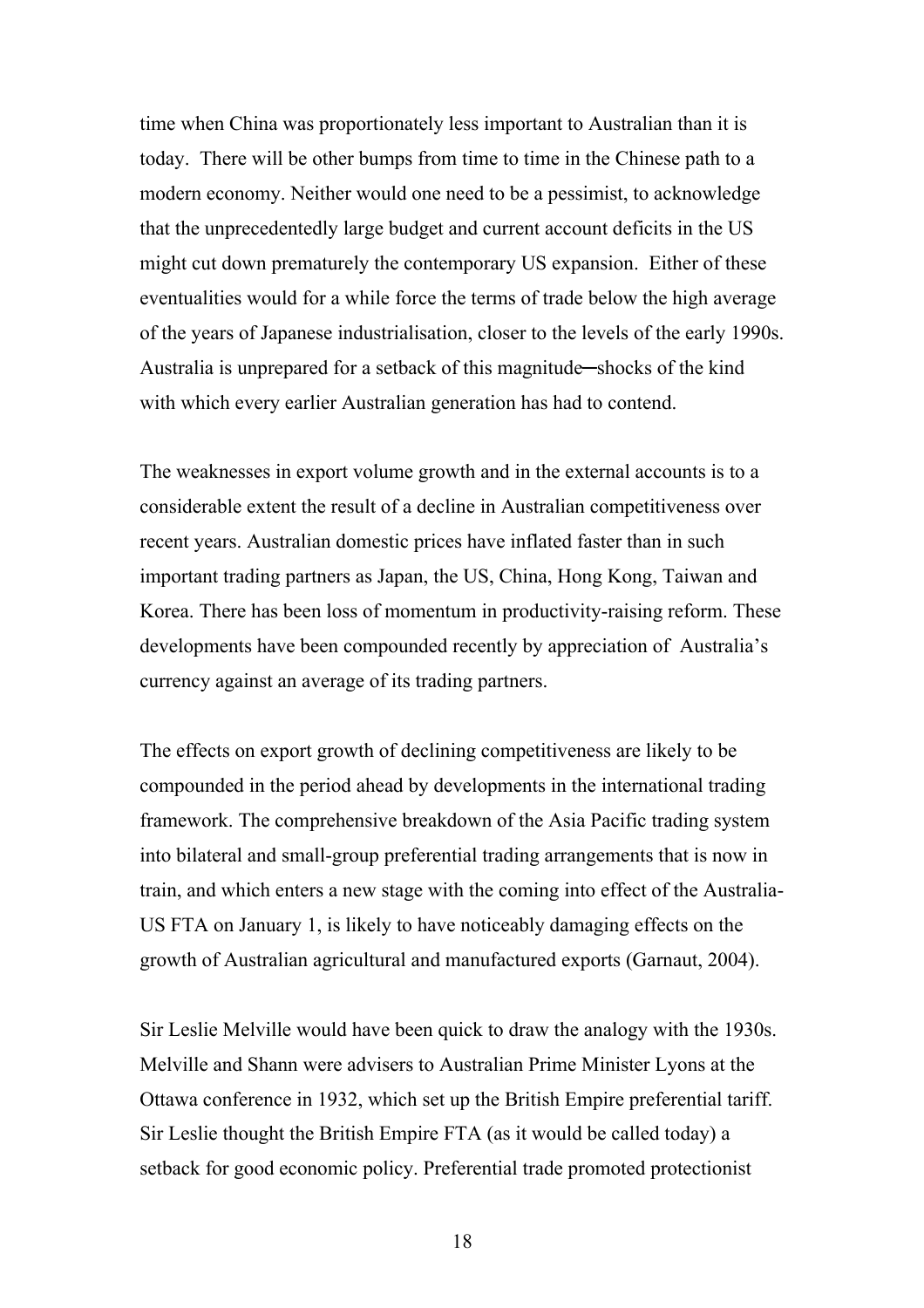time when China was proportionately less important to Australian than it is today. There will be other bumps from time to time in the Chinese path to a modern economy. Neither would one need to be a pessimist, to acknowledge that the unprecedentedly large budget and current account deficits in the US might cut down prematurely the contemporary US expansion. Either of these eventualities would for a while force the terms of trade below the high average of the years of Japanese industrialisation, closer to the levels of the early 1990s. Australia is unprepared for a setback of this magnitude─shocks of the kind with which every earlier Australian generation has had to contend.

The weaknesses in export volume growth and in the external accounts is to a considerable extent the result of a decline in Australian competitiveness over recent years. Australian domestic prices have inflated faster than in such important trading partners as Japan, the US, China, Hong Kong, Taiwan and Korea. There has been loss of momentum in productivity-raising reform. These developments have been compounded recently by appreciation of Australia's currency against an average of its trading partners.

The effects on export growth of declining competitiveness are likely to be compounded in the period ahead by developments in the international trading framework. The comprehensive breakdown of the Asia Pacific trading system into bilateral and small-group preferential trading arrangements that is now in train, and which enters a new stage with the coming into effect of the Australia-US FTA on January 1, is likely to have noticeably damaging effects on the growth of Australian agricultural and manufactured exports (Garnaut, 2004).

Sir Leslie Melville would have been quick to draw the analogy with the 1930s. Melville and Shann were advisers to Australian Prime Minister Lyons at the Ottawa conference in 1932, which set up the British Empire preferential tariff. Sir Leslie thought the British Empire FTA (as it would be called today) a setback for good economic policy. Preferential trade promoted protectionist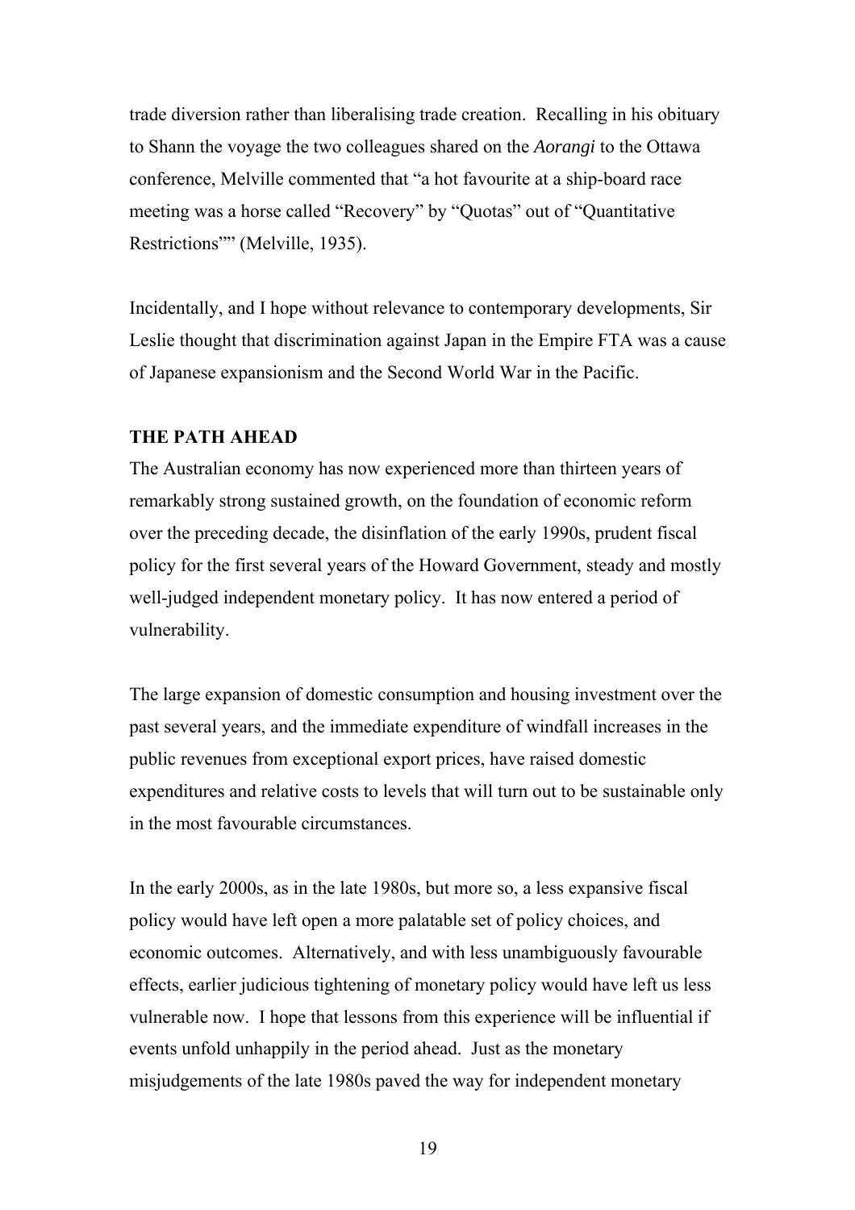trade diversion rather than liberalising trade creation. Recalling in his obituary to Shann the voyage the two colleagues shared on the *Aorangi* to the Ottawa conference, Melville commented that "a hot favourite at a ship-board race meeting was a horse called "Recovery" by "Quotas" out of "Quantitative Restrictions"" (Melville, 1935).

Incidentally, and I hope without relevance to contemporary developments, Sir Leslie thought that discrimination against Japan in the Empire FTA was a cause of Japanese expansionism and the Second World War in the Pacific.

**THE PATH AHEAD**

The Australian economy has now experienced more than thirteen years of remarkably strong sustained growth, on the foundation of economic reform over the preceding decade, the disinflation of the early 1990s, prudent fiscal policy for the first several years of the Howard Government, steady and mostly well-judged independent monetary policy. It has now entered a period of vulnerability.

The large expansion of domestic consumption and housing investment over the past several years, and the immediate expenditure of windfall increases in the public revenues from exceptional export prices, have raised domestic expenditures and relative costs to levels that will turn out to be sustainable only in the most favourable circumstances.

In the early 2000s, as in the late 1980s, but more so, a less expansive fiscal policy would have left open a more palatable set of policy choices, and economic outcomes. Alternatively, and with less unambiguously favourable effects, earlier judicious tightening of monetary policy would have left us less vulnerable now. I hope that lessons from this experience will be influential if events unfold unhappily in the period ahead. Just as the monetary misjudgements of the late 1980s paved the way for independent monetary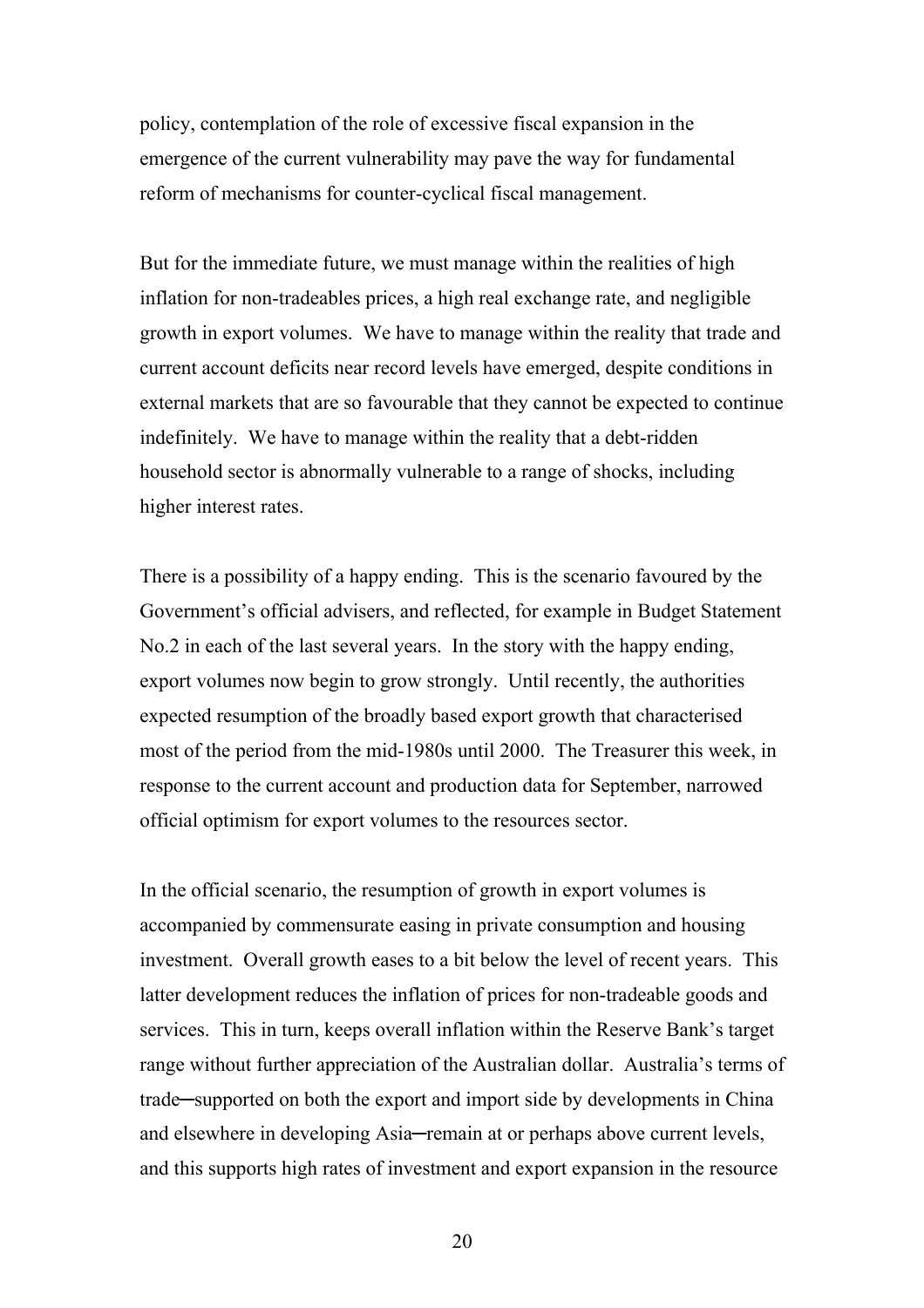policy, contemplation of the role of excessive fiscal expansion in the emergence of the current vulnerability may pave the way for fundamental reform of mechanisms for counter-cyclical fiscal management.

But for the immediate future, we must manage within the realities of high inflation for non-tradeables prices, a high real exchange rate, and negligible growth in export volumes. We have to manage within the reality that trade and current account deficits near record levels have emerged, despite conditions in external markets that are so favourable that they cannot be expected to continue indefinitely. We have to manage within the reality that a debt-ridden household sector is abnormally vulnerable to a range of shocks, including higher interest rates.

There is a possibility of a happy ending. This is the scenario favoured by the Government's official advisers, and reflected, for example in Budget Statement No.2 in each of the last several years. In the story with the happy ending, export volumes now begin to grow strongly. Until recently, the authorities expected resumption of the broadly based export growth that characterised most of the period from the mid-1980s until 2000. The Treasurer this week, in response to the current account and production data for September, narrowed official optimism for export volumes to the resources sector.

In the official scenario, the resumption of growth in export volumes is accompanied by commensurate easing in private consumption and housing investment. Overall growth eases to a bit below the level of recent years. This latter development reduces the inflation of prices for non-tradeable goods and services. This in turn, keeps overall inflation within the Reserve Bank's target range without further appreciation of the Australian dollar. Australia's terms of trade─supported on both the export and import side by developments in China and elsewhere in developing Asia─remain at or perhaps above current levels, and this supports high rates of investment and export expansion in the resource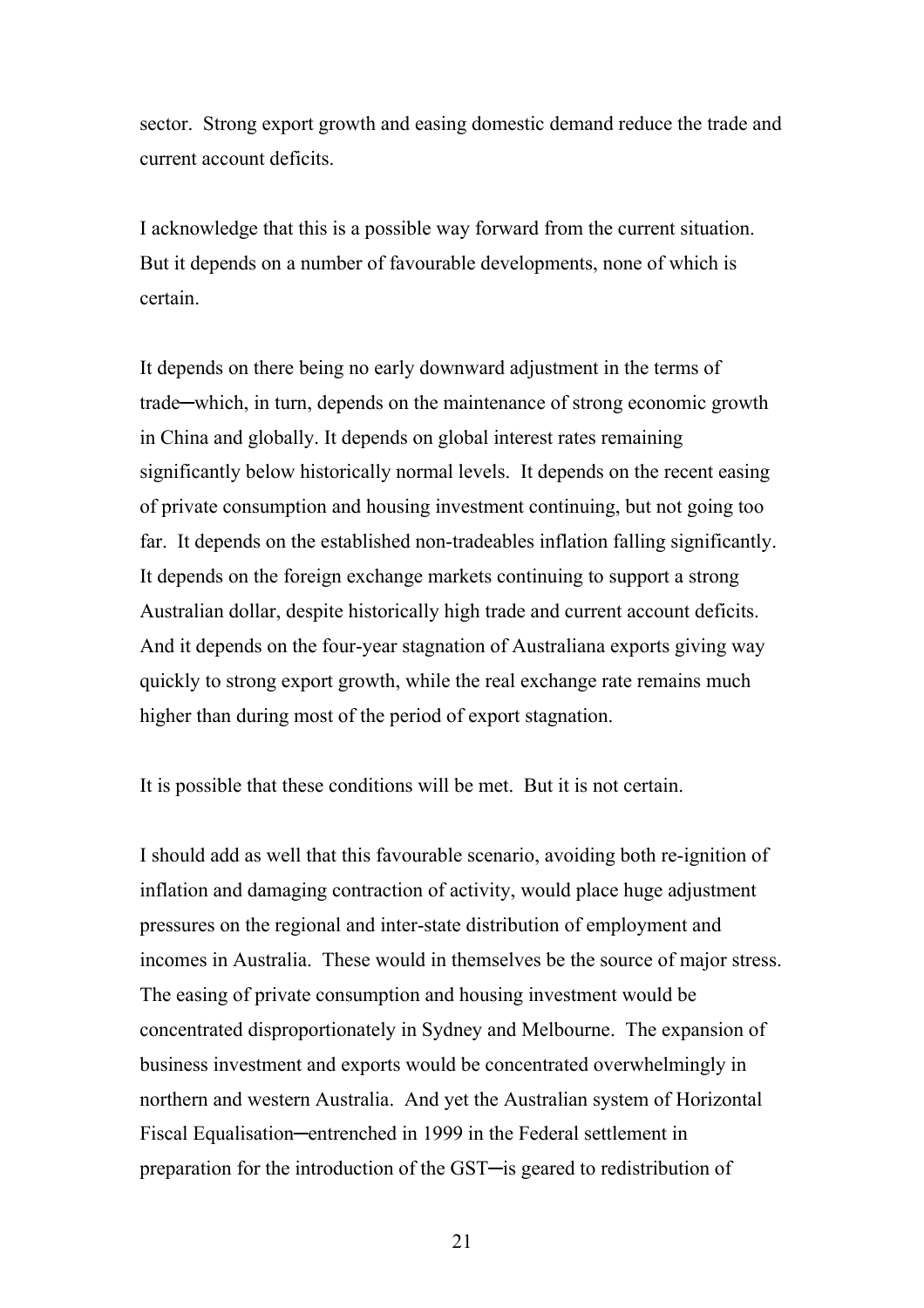sector. Strong export growth and easing domestic demand reduce the trade and current account deficits.

I acknowledge that this is a possible way forward from the current situation. But it depends on a number of favourable developments, none of which is certain.

It depends on there being no early downward adjustment in the terms of trade─which, in turn, depends on the maintenance of strong economic growth in China and globally. It depends on global interest rates remaining significantly below historically normal levels. It depends on the recent easing of private consumption and housing investment continuing, but not going too far. It depends on the established non-tradeables inflation falling significantly. It depends on the foreign exchange markets continuing to support a strong Australian dollar, despite historically high trade and current account deficits. And it depends on the four-year stagnation of Australiana exports giving way quickly to strong export growth, while the real exchange rate remains much higher than during most of the period of export stagnation.

It is possible that these conditions will be met. But it is not certain.

I should add as well that this favourable scenario, avoiding both re-ignition of inflation and damaging contraction of activity, would place huge adjustment pressures on the regional and inter-state distribution of employment and incomes in Australia. These would in themselves be the source of major stress. The easing of private consumption and housing investment would be concentrated disproportionately in Sydney and Melbourne. The expansion of business investment and exports would be concentrated overwhelmingly in northern and western Australia. And yet the Australian system of Horizontal Fiscal Equalisation─entrenched in 1999 in the Federal settlement in preparation for the introduction of the GST─is geared to redistribution of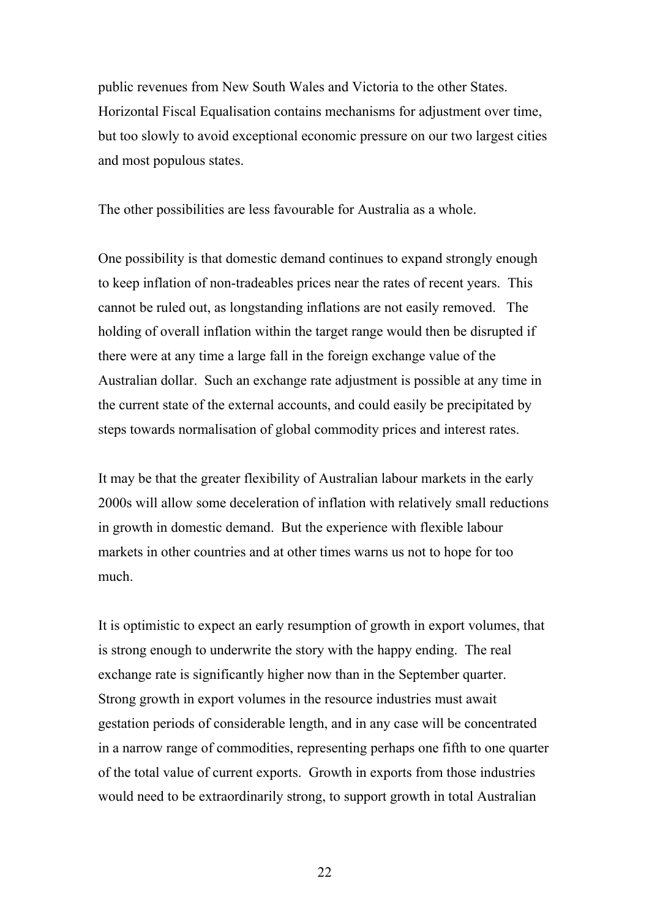public revenues from New South Wales and Victoria to the other States. Horizontal Fiscal Equalisation contains mechanisms for adjustment over time, but too slowly to avoid exceptional economic pressure on our two largest cities and most populous states.

The other possibilities are less favourable for Australia as a whole.

One possibility is that domestic demand continues to expand strongly enough to keep inflation of non-tradeables prices near the rates of recent years. This cannot be ruled out, as longstanding inflations are not easily removed. The holding of overall inflation within the target range would then be disrupted if there were at any time a large fall in the foreign exchange value of the Australian dollar. Such an exchange rate adjustment is possible at any time in the current state of the external accounts, and could easily be precipitated by steps towards normalisation of global commodity prices and interest rates.

It may be that the greater flexibility of Australian labour markets in the early 2000s will allow some deceleration of inflation with relatively small reductions in growth in domestic demand. But the experience with flexible labour markets in other countries and at other times warns us not to hope for too much.

It is optimistic to expect an early resumption of growth in export volumes, that is strong enough to underwrite the story with the happy ending. The real exchange rate is significantly higher now than in the September quarter. Strong growth in export volumes in the resource industries must await gestation periods of considerable length, and in any case will be concentrated in a narrow range of commodities, representing perhaps one fifth to one quarter of the total value of current exports. Growth in exports from those industries would need to be extraordinarily strong, to support growth in total Australian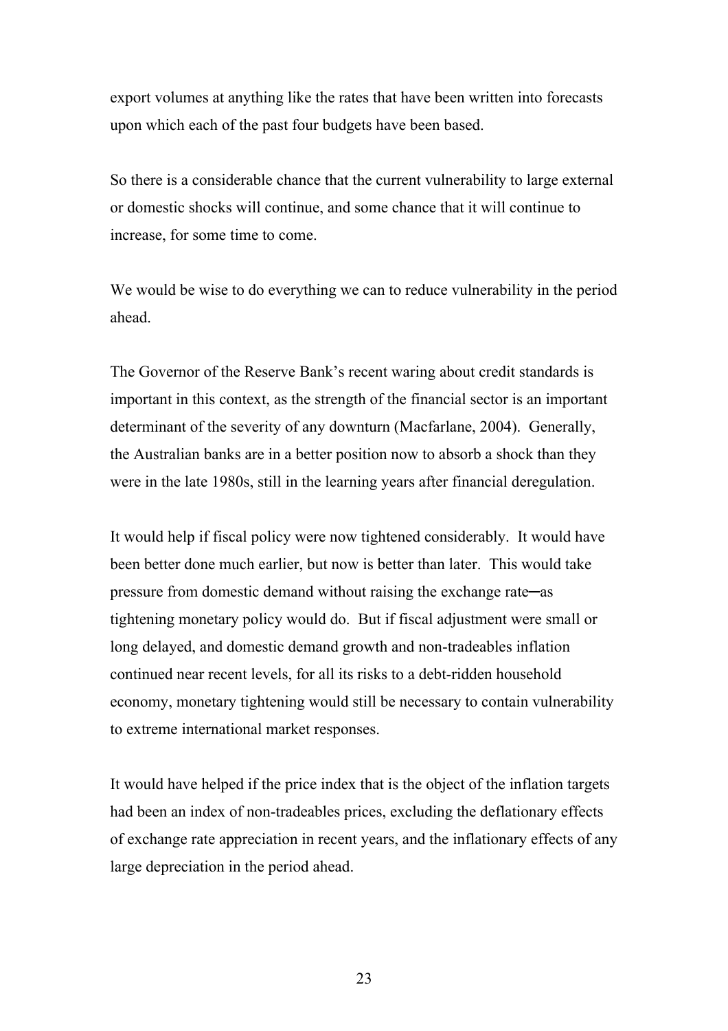export volumes at anything like the rates that have been written into forecasts upon which each of the past four budgets have been based.

So there is a considerable chance that the current vulnerability to large external or domestic shocks will continue, and some chance that it will continue to increase, for some time to come.

We would be wise to do everything we can to reduce vulnerability in the period ahead.

The Governor of the Reserve Bank's recent waring about credit standards is important in this context, as the strength of the financial sector is an important determinant of the severity of any downturn (Macfarlane, 2004). Generally, the Australian banks are in a better position now to absorb a shock than they were in the late 1980s, still in the learning years after financial deregulation.

It would help if fiscal policy were now tightened considerably. It would have been better done much earlier, but now is better than later. This would take pressure from domestic demand without raising the exchange rate─as tightening monetary policy would do. But if fiscal adjustment were small or long delayed, and domestic demand growth and non-tradeables inflation continued near recent levels, for all its risks to a debt-ridden household economy, monetary tightening would still be necessary to contain vulnerability to extreme international market responses.

It would have helped if the price index that is the object of the inflation targets had been an index of non-tradeables prices, excluding the deflationary effects of exchange rate appreciation in recent years, and the inflationary effects of any large depreciation in the period ahead.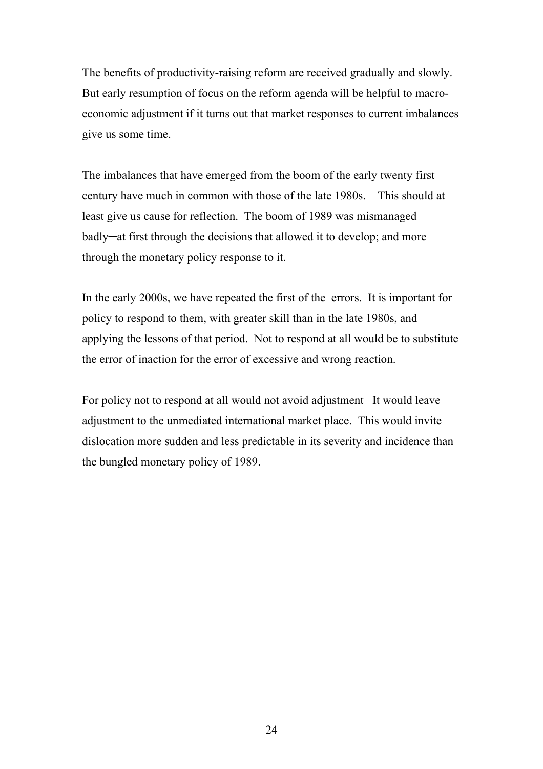The benefits of productivity-raising reform are received gradually and slowly. But early resumption of focus on the reform agenda will be helpful to macro-economic adjustment if it turns out that market responses to current imbalances give us some time.

The imbalances that have emerged from the boom of the early twenty first century have much in common with those of the late 1980s. This should at least give us cause for reflection. The boom of 1989 was mismanaged badly─at first through the decisions that allowed it to develop; and more through the monetary policy response to it.

In the early 2000s, we have repeated the first of the errors. It is important for policy to respond to them, with greater skill than in the late 1980s, and applying the lessons of that period. Not to respond at all would be to substitute the error of inaction for the error of excessive and wrong reaction.

For policy not to respond at all would not avoid adjustment It would leave adjustment to the unmediated international market place. This would invite dislocation more sudden and less predictable in its severity and incidence than the bungled monetary policy of 1989.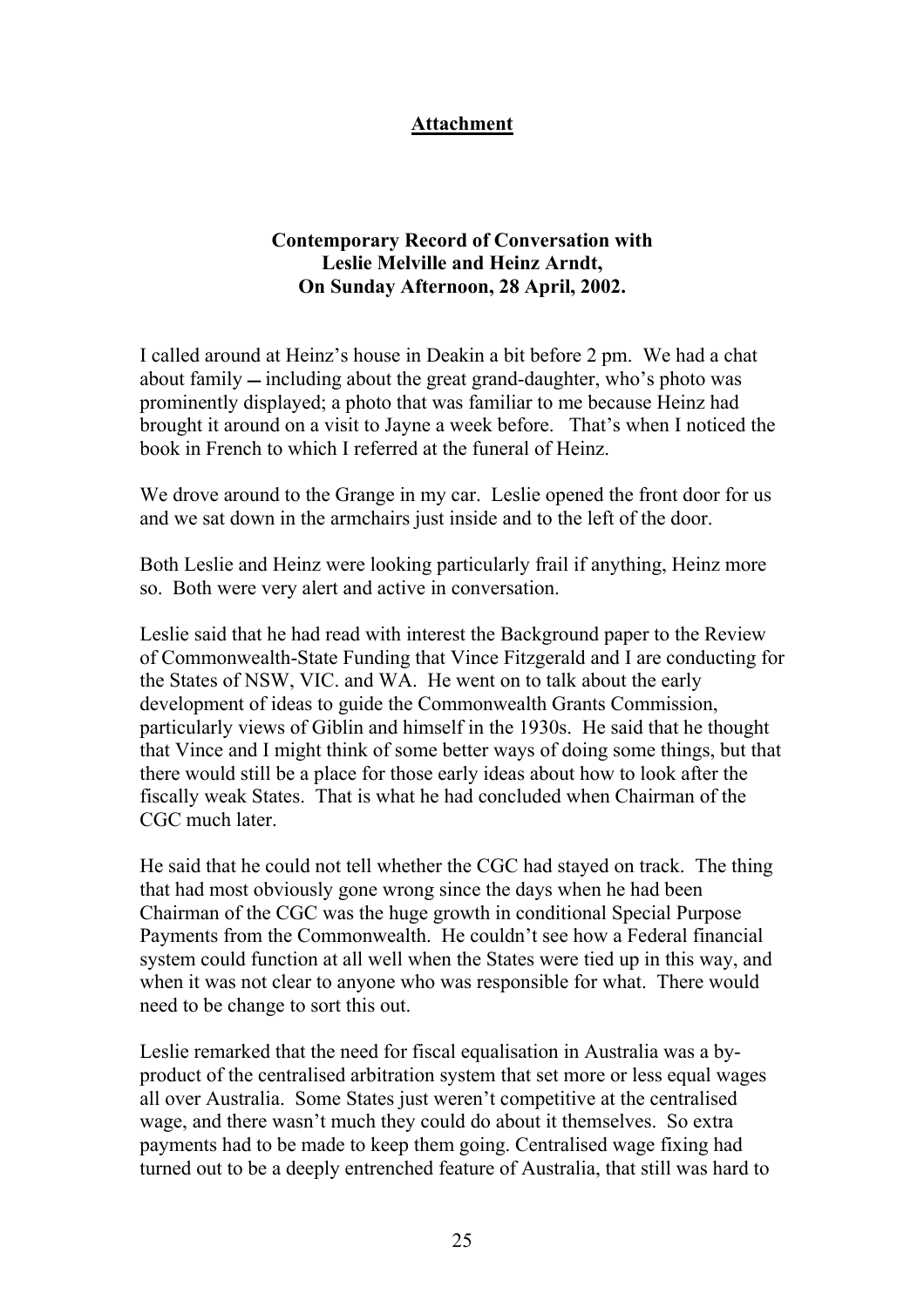**Attachment**

**Contemporary Record of Conversation with Leslie Melville and Heinz Arndt, On Sunday Afternoon, 28 April, 2002.**

I called around at Heinz's house in Deakin a bit before 2 pm. We had a chat about family – including about the great grand-daughter, who's photo was prominently displayed; a photo that was familiar to me because Heinz had brought it around on a visit to Jayne a week before. That's when I noticed the book in French to which I referred at the funeral of Heinz.

We drove around to the Grange in my car. Leslie opened the front door for us and we sat down in the armchairs just inside and to the left of the door.

Both Leslie and Heinz were looking particularly frail if anything, Heinz more so. Both were very alert and active in conversation.

Leslie said that he had read with interest the Background paper to the Review of Commonwealth-State Funding that Vince Fitzgerald and I are conducting for the States of NSW, VIC. and WA. He went on to talk about the early development of ideas to guide the Commonwealth Grants Commission, particularly views of Giblin and himself in the 1930s. He said that he thought that Vince and I might think of some better ways of doing some things, but that there would still be a place for those early ideas about how to look after the fiscally weak States. That is what he had concluded when Chairman of the CGC much later.

He said that he could not tell whether the CGC had stayed on track. The thing that had most obviously gone wrong since the days when he had been Chairman of the CGC was the huge growth in conditional Special Purpose Payments from the Commonwealth. He couldn't see how a Federal financial system could function at all well when the States were tied up in this way, and when it was not clear to anyone who was responsible for what. There would need to be change to sort this out.

Leslie remarked that the need for fiscal equalisation in Australia was a by-product of the centralised arbitration system that set more or less equal wages all over Australia. Some States just weren't competitive at the centralised wage, and there wasn't much they could do about it themselves. So extra payments had to be made to keep them going. Centralised wage fixing had turned out to be a deeply entrenched feature of Australia, that still was hard to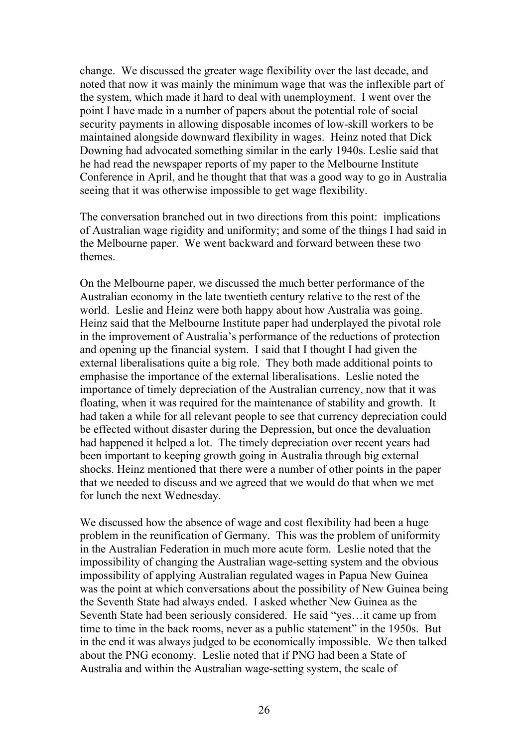change. We discussed the greater wage flexibility over the last decade, and noted that now it was mainly the minimum wage that was the inflexible part of the system, which made it hard to deal with unemployment. I went over the point I have made in a number of papers about the potential role of social security payments in allowing disposable incomes of low-skill workers to be maintained alongside downward flexibility in wages. Heinz noted that Dick Downing had advocated something similar in the early 1940s. Leslie said that he had read the newspaper reports of my paper to the Melbourne Institute Conference in April, and he thought that that was a good way to go in Australia seeing that it was otherwise impossible to get wage flexibility.

The conversation branched out in two directions from this point: implications of Australian wage rigidity and uniformity; and some of the things I had said in the Melbourne paper. We went backward and forward between these two themes.

On the Melbourne paper, we discussed the much better performance of the Australian economy in the late twentieth century relative to the rest of the world. Leslie and Heinz were both happy about how Australia was going. Heinz said that the Melbourne Institute paper had underplayed the pivotal role in the improvement of Australia's performance of the reductions of protection and opening up the financial system. I said that I thought I had given the external liberalisations quite a big role. They both made additional points to emphasise the importance of the external liberalisations. Leslie noted the importance of timely depreciation of the Australian currency, now that it was floating, when it was required for the maintenance of stability and growth. It had taken a while for all relevant people to see that currency depreciation could be effected without disaster during the Depression, but once the devaluation had happened it helped a lot. The timely depreciation over recent years had been important to keeping growth going in Australia through big external shocks. Heinz mentioned that there were a number of other points in the paper that we needed to discuss and we agreed that we would do that when we met for lunch the next Wednesday.

We discussed how the absence of wage and cost flexibility had been a huge problem in the reunification of Germany. This was the problem of uniformity in the Australian Federation in much more acute form. Leslie noted that the impossibility of changing the Australian wage-setting system and the obvious impossibility of applying Australian regulated wages in Papua New Guinea was the point at which conversations about the possibility of New Guinea being the Seventh State had always ended. I asked whether New Guinea as the Seventh State had been seriously considered. He said "yes…it came up from time to time in the back rooms, never as a public statement" in the 1950s. But in the end it was always judged to be economically impossible. We then talked about the PNG economy. Leslie noted that if PNG had been a State of Australia and within the Australian wage-setting system, the scale of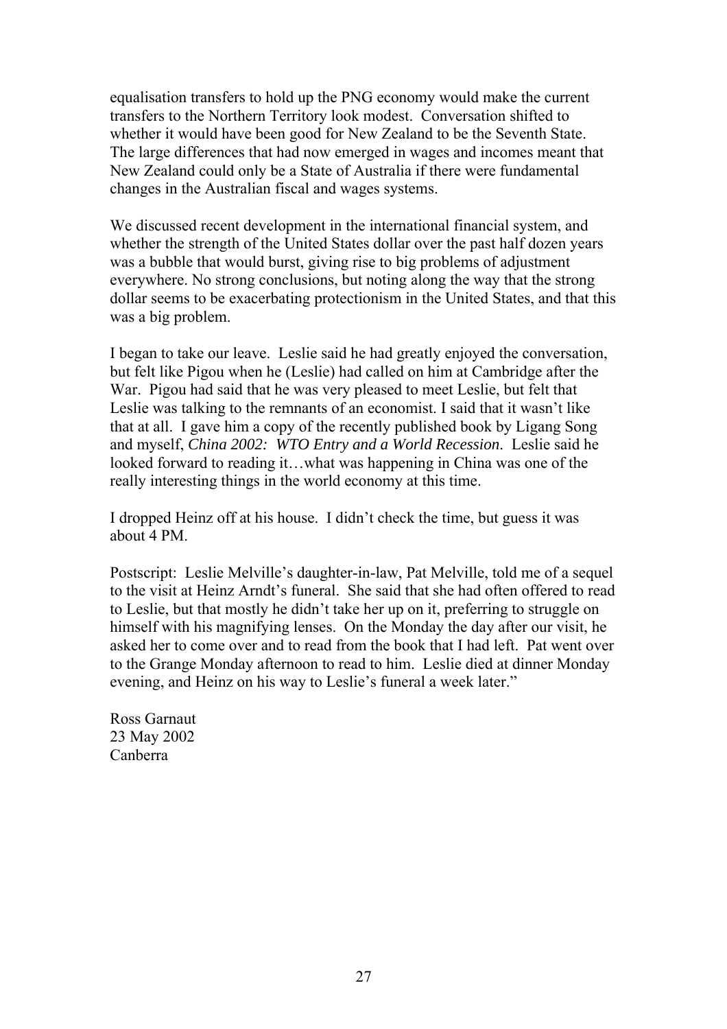equalisation transfers to hold up the PNG economy would make the current transfers to the Northern Territory look modest. Conversation shifted to whether it would have been good for New Zealand to be the Seventh State. The large differences that had now emerged in wages and incomes meant that New Zealand could only be a State of Australia if there were fundamental changes in the Australian fiscal and wages systems.

We discussed recent development in the international financial system, and whether the strength of the United States dollar over the past half dozen years was a bubble that would burst, giving rise to big problems of adjustment everywhere. No strong conclusions, but noting along the way that the strong dollar seems to be exacerbating protectionism in the United States, and that this was a big problem.

I began to take our leave. Leslie said he had greatly enjoyed the conversation, but felt like Pigou when he (Leslie) had called on him at Cambridge after the War. Pigou had said that he was very pleased to meet Leslie, but felt that Leslie was talking to the remnants of an economist. I said that it wasn't like that at all. I gave him a copy of the recently published book by Ligang Song and myself, *China 2002: WTO Entry and a World Recession*. Leslie said he looked forward to reading it…what was happening in China was one of the really interesting things in the world economy at this time.

I dropped Heinz off at his house. I didn't check the time, but guess it was about 4 PM.

Postscript: Leslie Melville's daughter-in-law, Pat Melville, told me of a sequel to the visit at Heinz Arndt's funeral. She said that she had often offered to read to Leslie, but that mostly he didn't take her up on it, preferring to struggle on himself with his magnifying lenses. On the Monday the day after our visit, he asked her to come over and to read from the book that I had left. Pat went over to the Grange Monday afternoon to read to him. Leslie died at dinner Monday evening, and Heinz on his way to Leslie's funeral a week later."

Ross Garnaut
23 May 2002
Canberra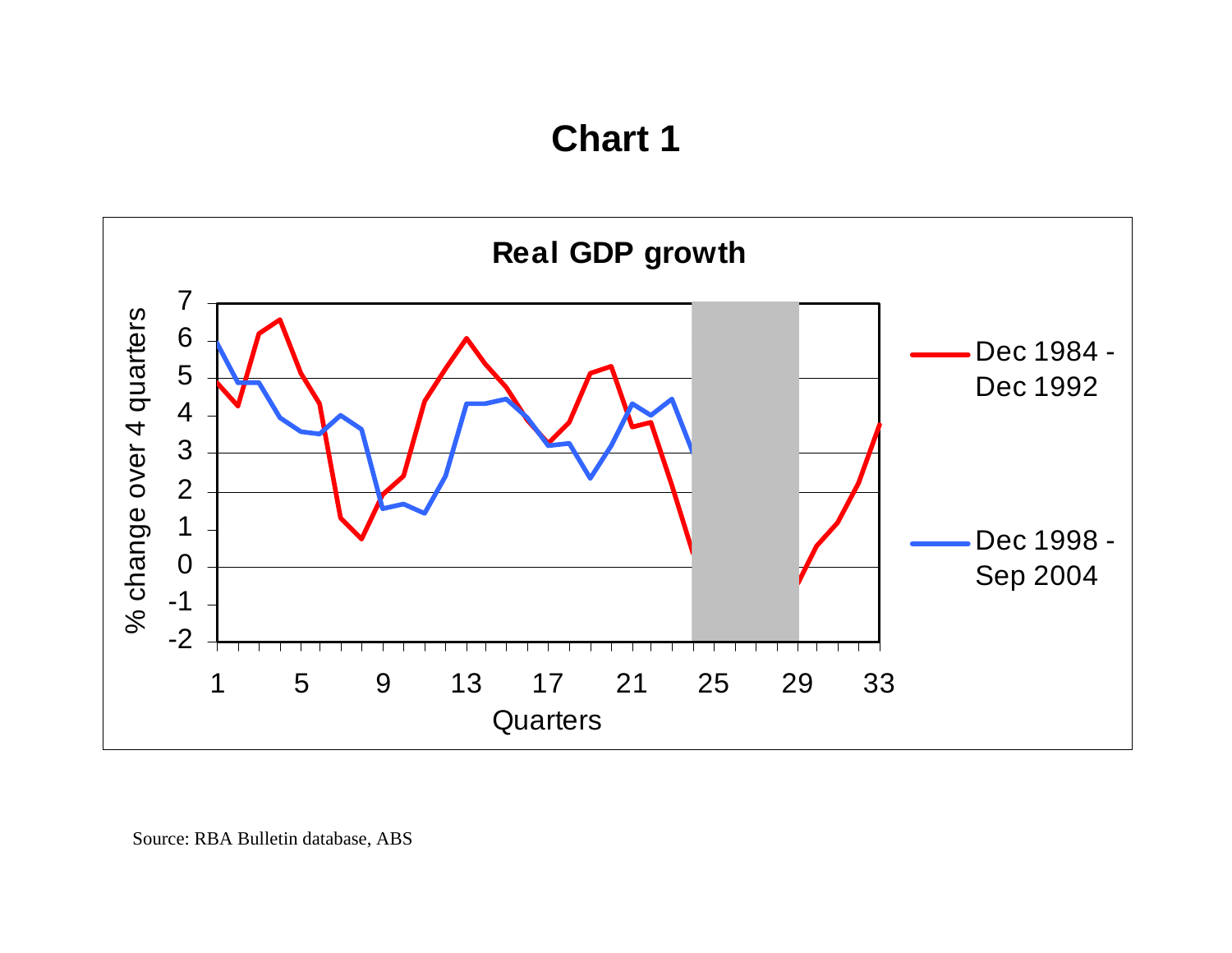# Chart 1

**Real GDP growth**

% change over 4 quarters

Quarters

Dec 1984 - Dec 1992

Dec 1998 - Sep 2004

Source: RBA Bulletin database, ABS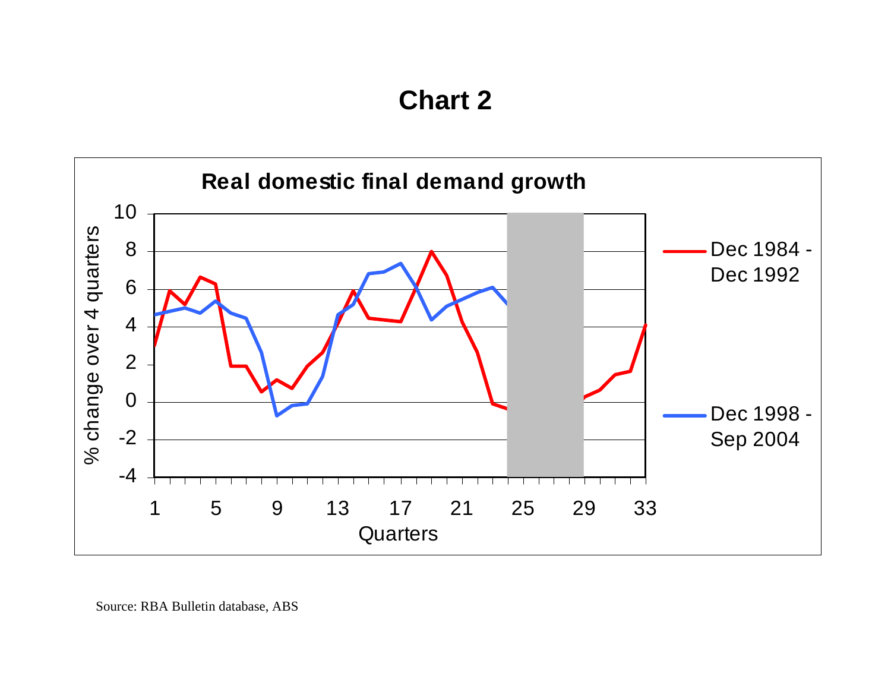# Chart 2

**Real domestic final demand growth**

Source: RBA Bulletin database, ABS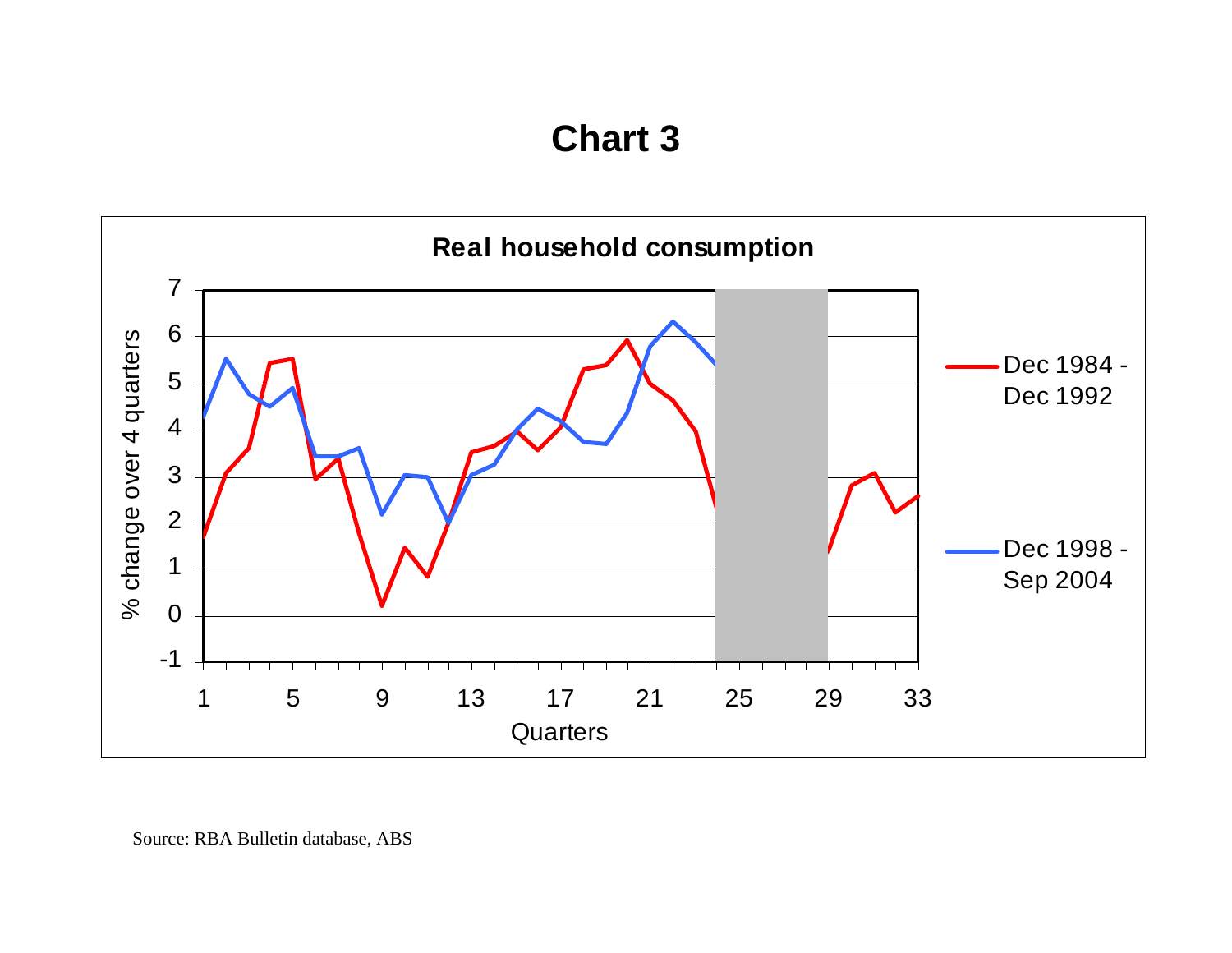# Chart 3

**Real household consumption**

% change over 4 quarters

Quarters

Dec 1984 - Dec 1992

Dec 1998 - Sep 2004

Source: RBA Bulletin database, ABS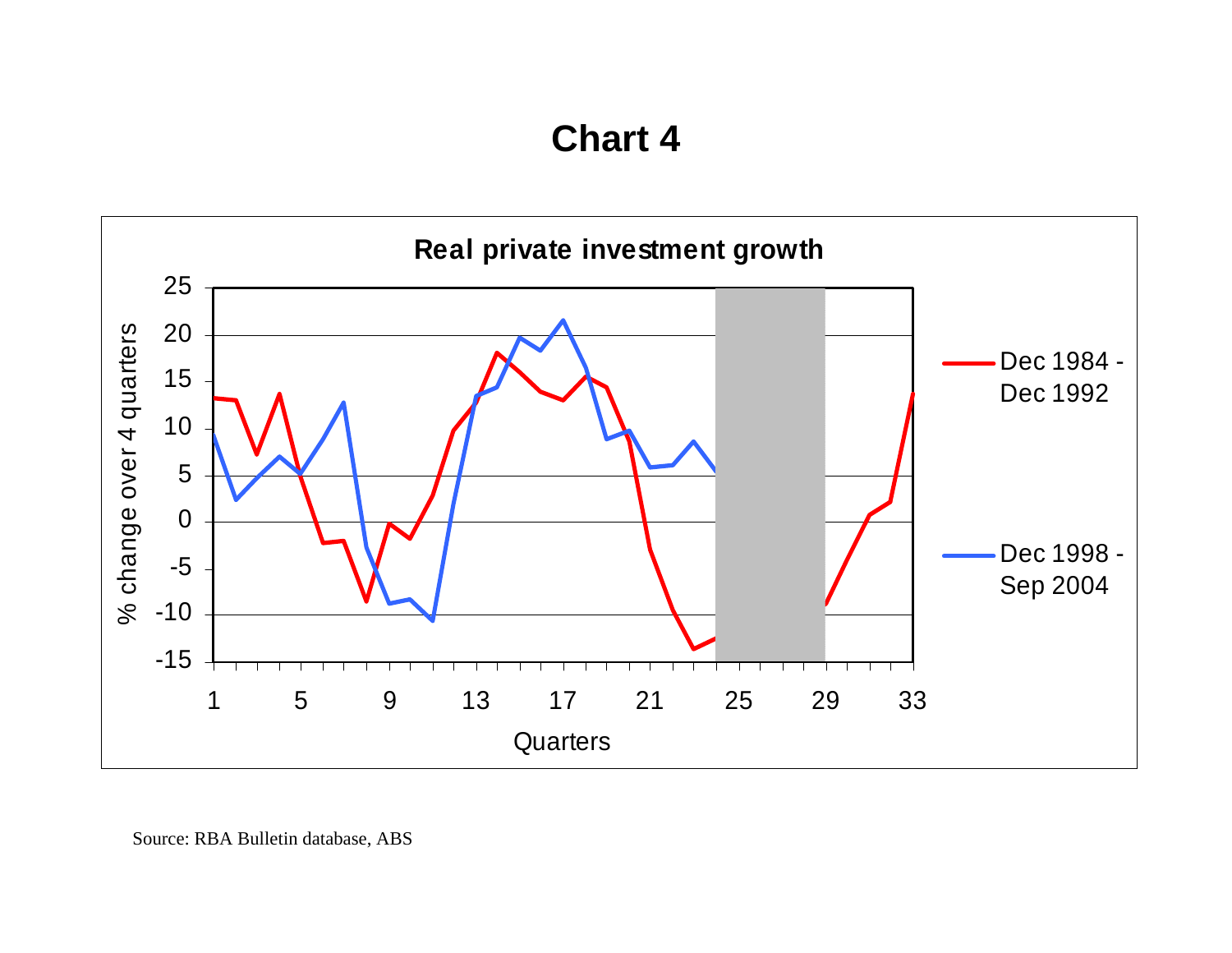# Chart 4

**Real private investment growth**

Source: RBA Bulletin database, ABS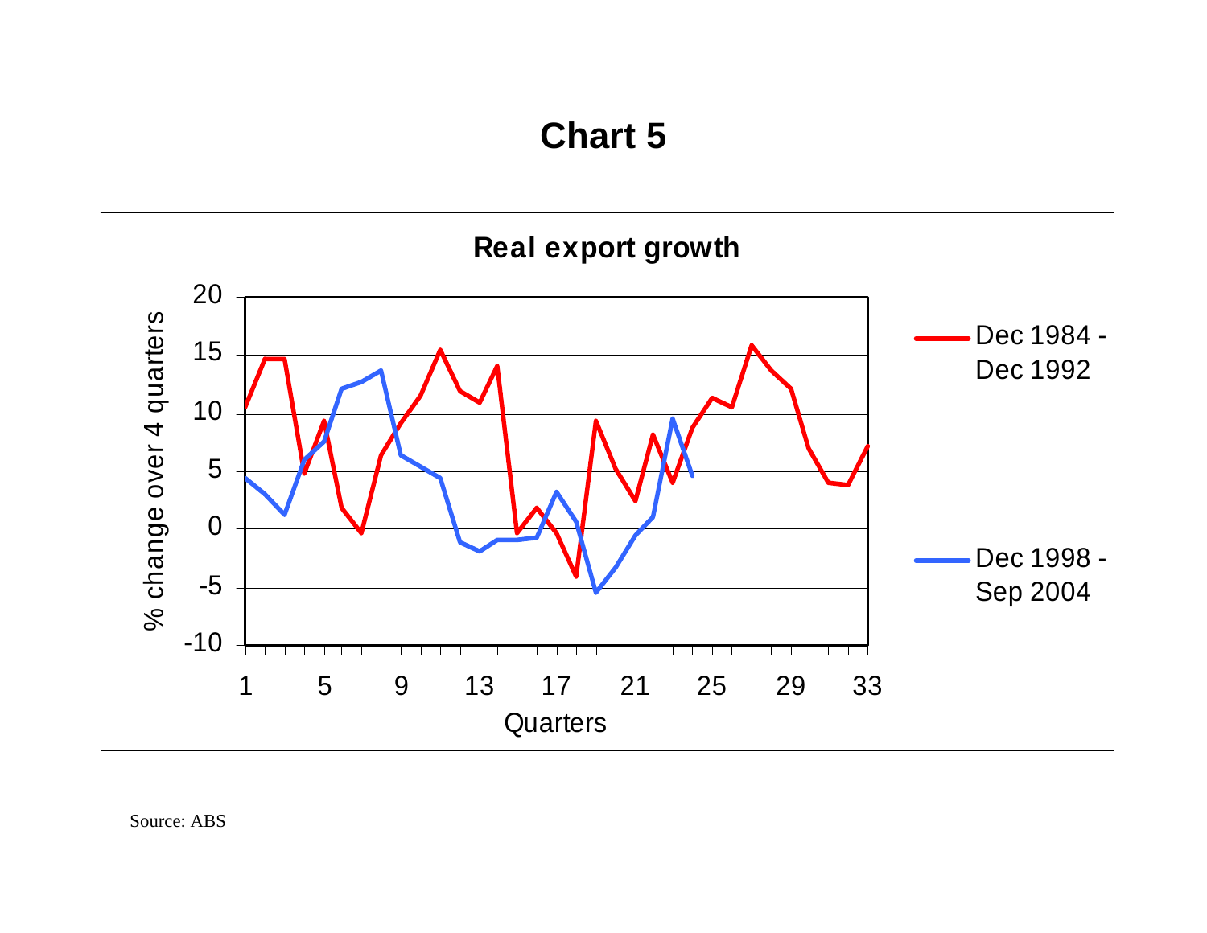# Chart 5

**Real export growth**

% change over 4 quarters

Quarters

Dec 1984 - Dec 1992

Dec 1998 - Sep 2004

Source: ABS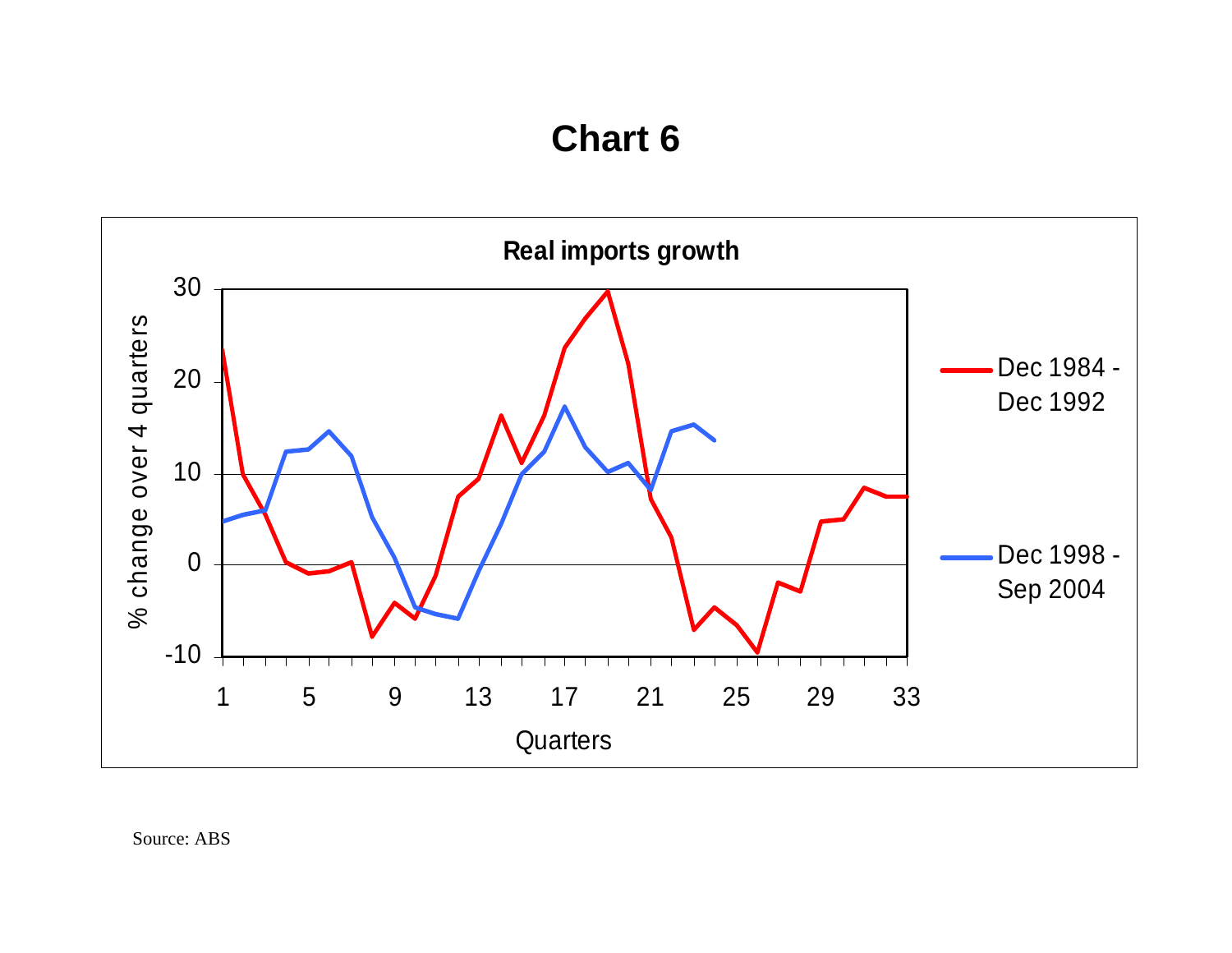## Chart 6

**Real imports growth**

% change over 4 quarters

Quarters

Dec 1984 - Dec 1992

Dec 1998 - Sep 2004

Source: ABS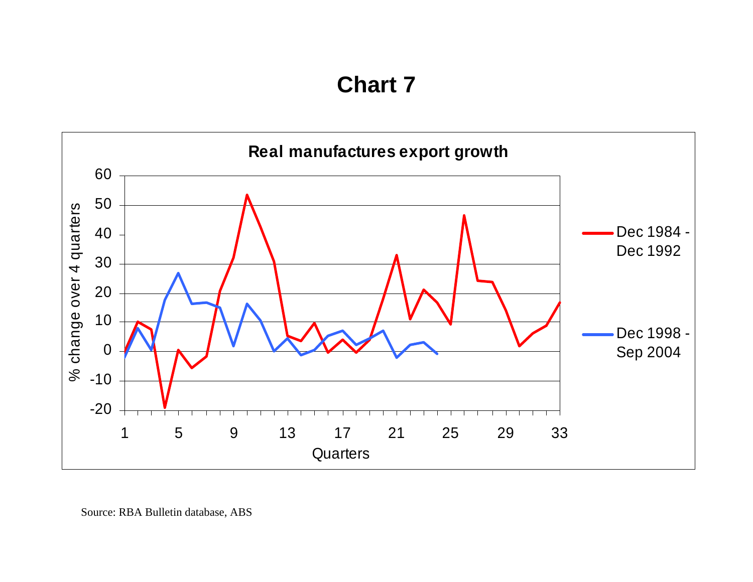# Chart 7

**Real manufactures export growth**

% change over 4 quarters

Quarters

Dec 1984 - Dec 1992

Dec 1998 - Sep 2004

Source: RBA Bulletin database, ABS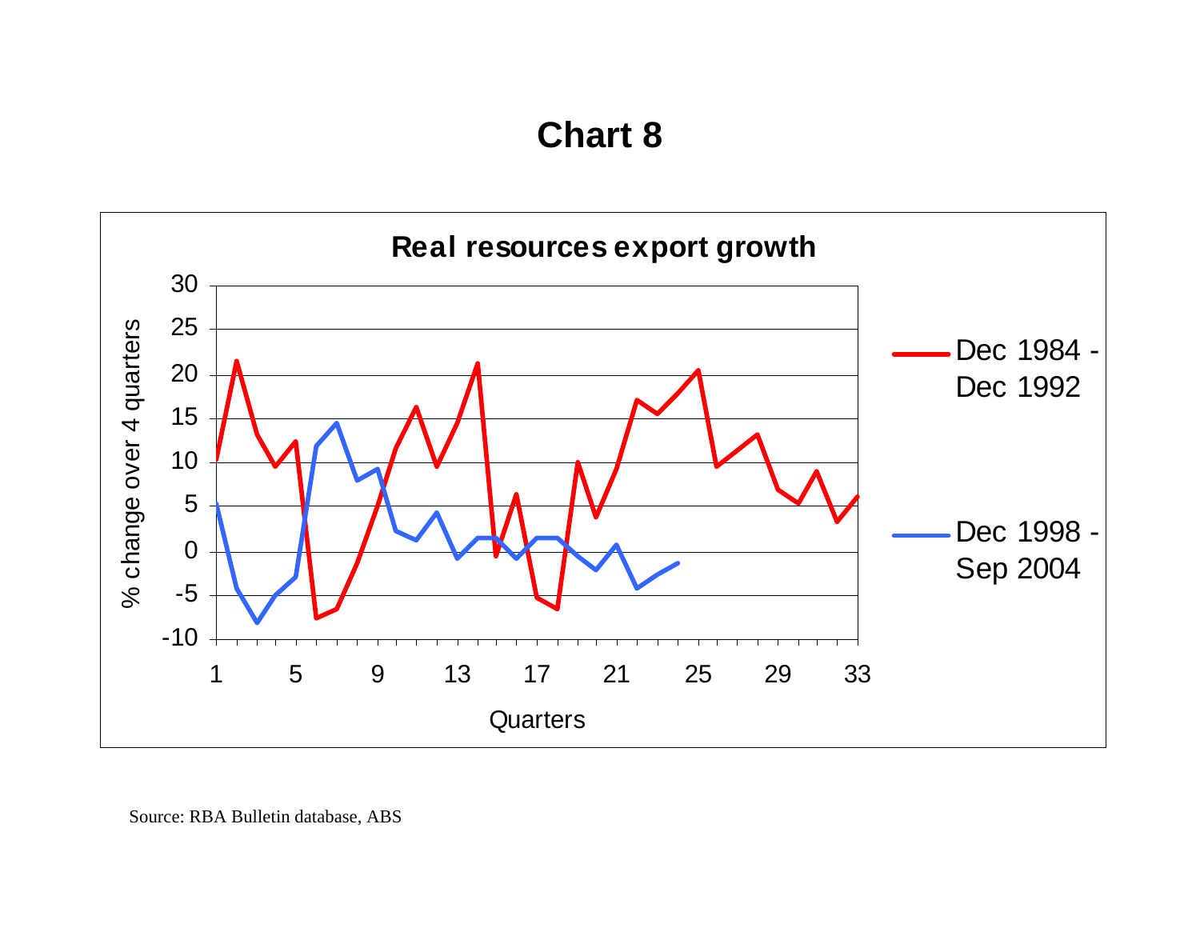# Chart 8

**Real resources export growth**

% change over 4 quarters

Quarters

Dec 1984 - Dec 1992

Dec 1998 - Sep 2004

Source: RBA Bulletin database, ABS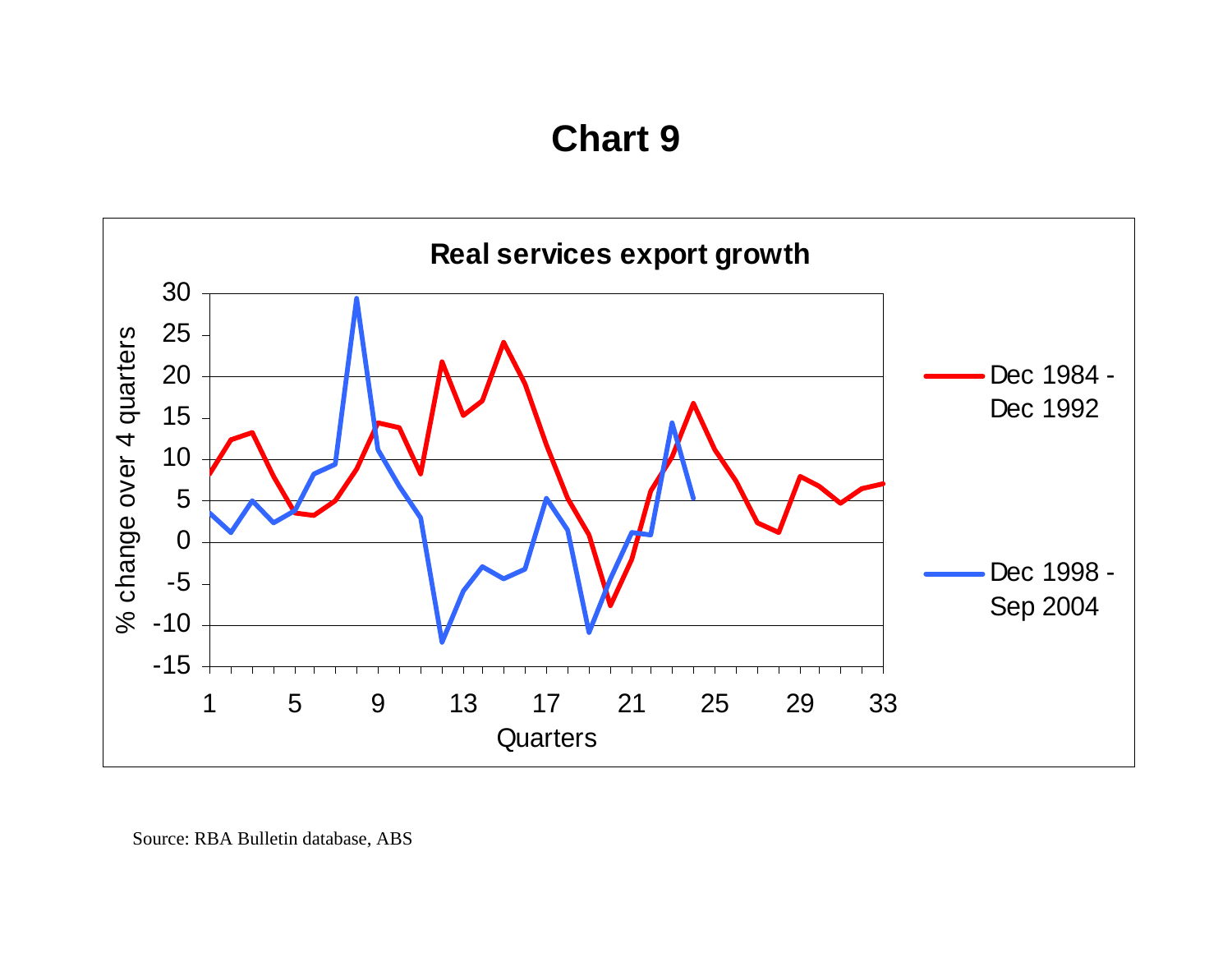# Chart 9

**Real services export growth**

% change over 4 quarters

Quarters

Dec 1984 - Dec 1992

Dec 1998 - Sep 2004

Source: RBA Bulletin database, ABS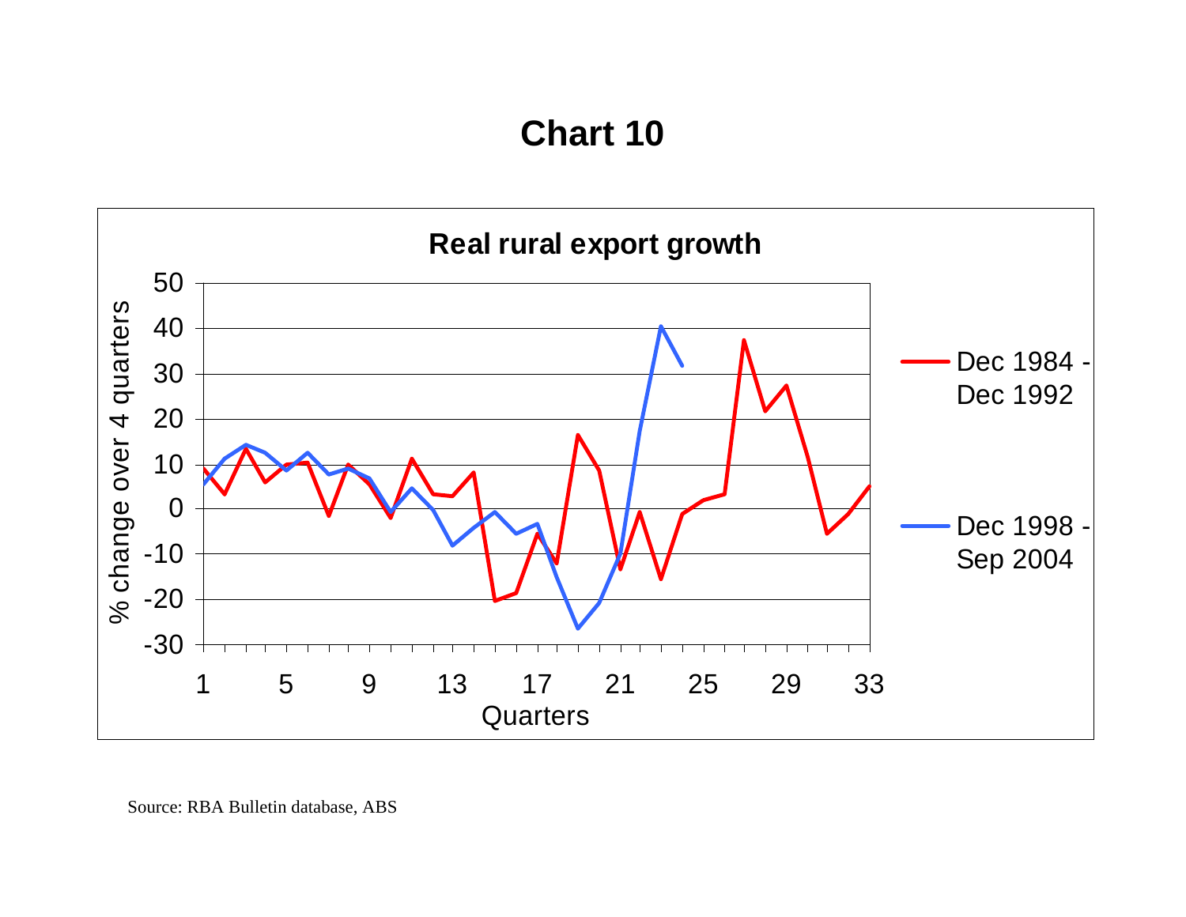## Chart 10

**Real rural export growth**

% change over 4 quarters

Quarters

Dec 1984 - Dec 1992

Dec 1998 - Sep 2004

Source: RBA Bulletin database, ABS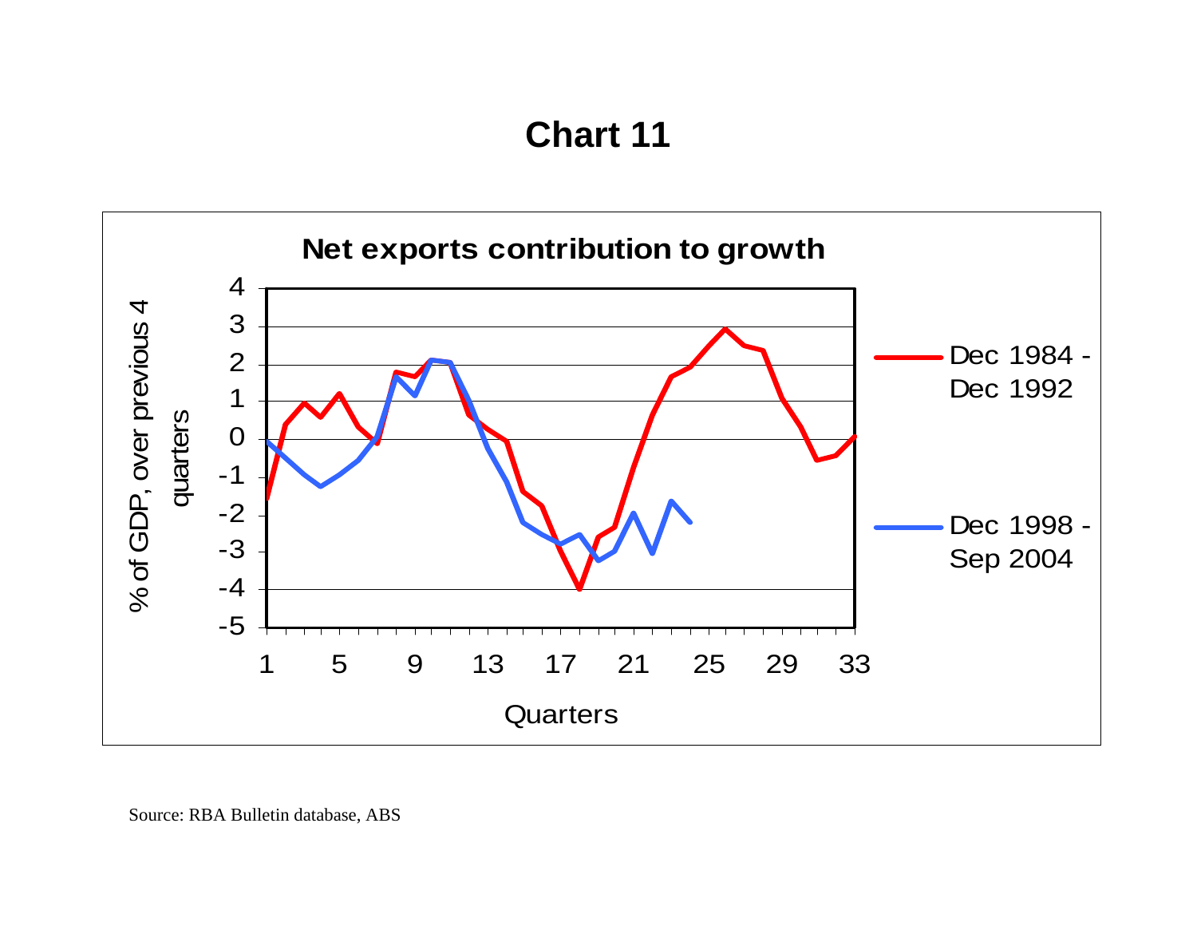# Chart 11

**Net exports contribution to growth**

% of GDP, over previous 4 quarters

Quarters

Dec 1984 - Dec 1992

Dec 1998 - Sep 2004

Source: RBA Bulletin database, ABS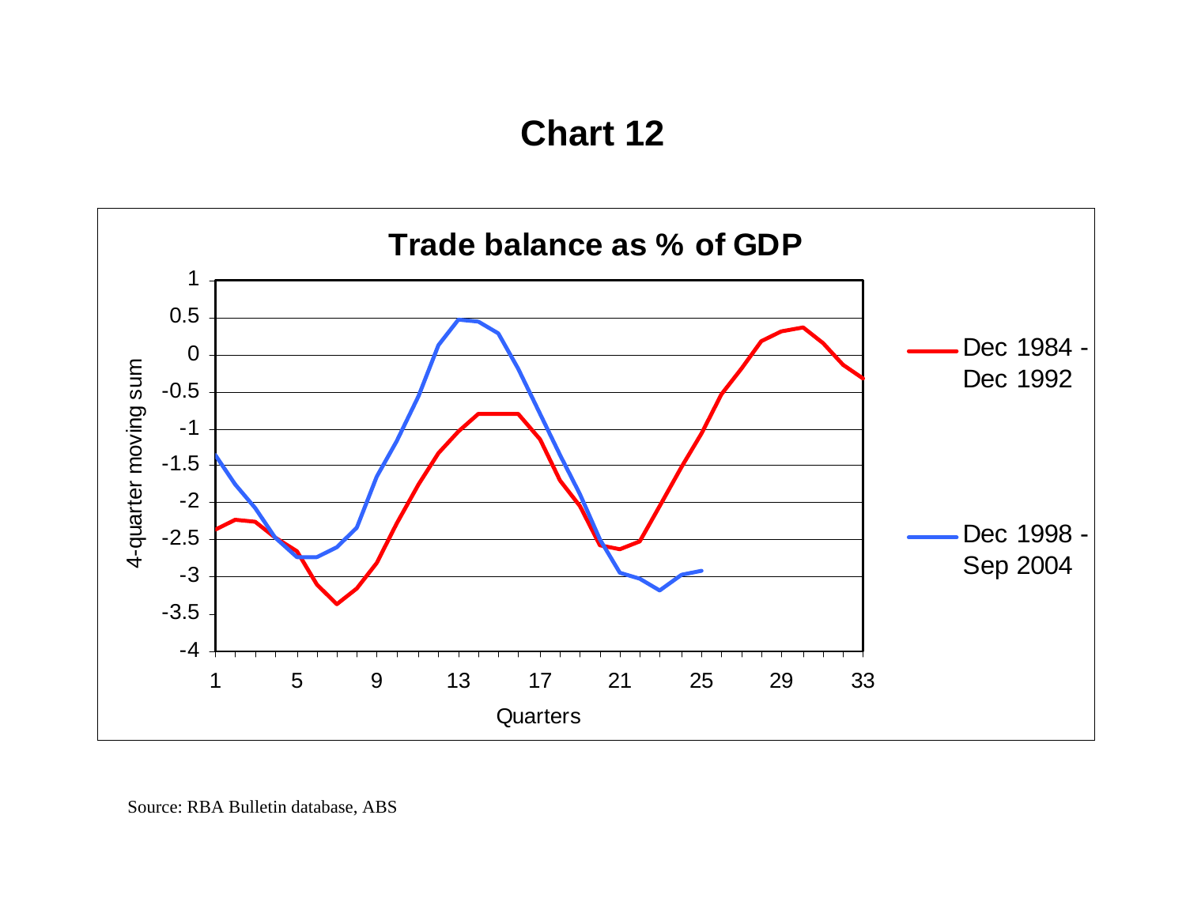# Chart 12

**Trade balance as % of GDP**

4-quarter moving sum

Quarters

Dec 1984 - Dec 1992

Dec 1998 - Sep 2004

Source: RBA Bulletin database, ABS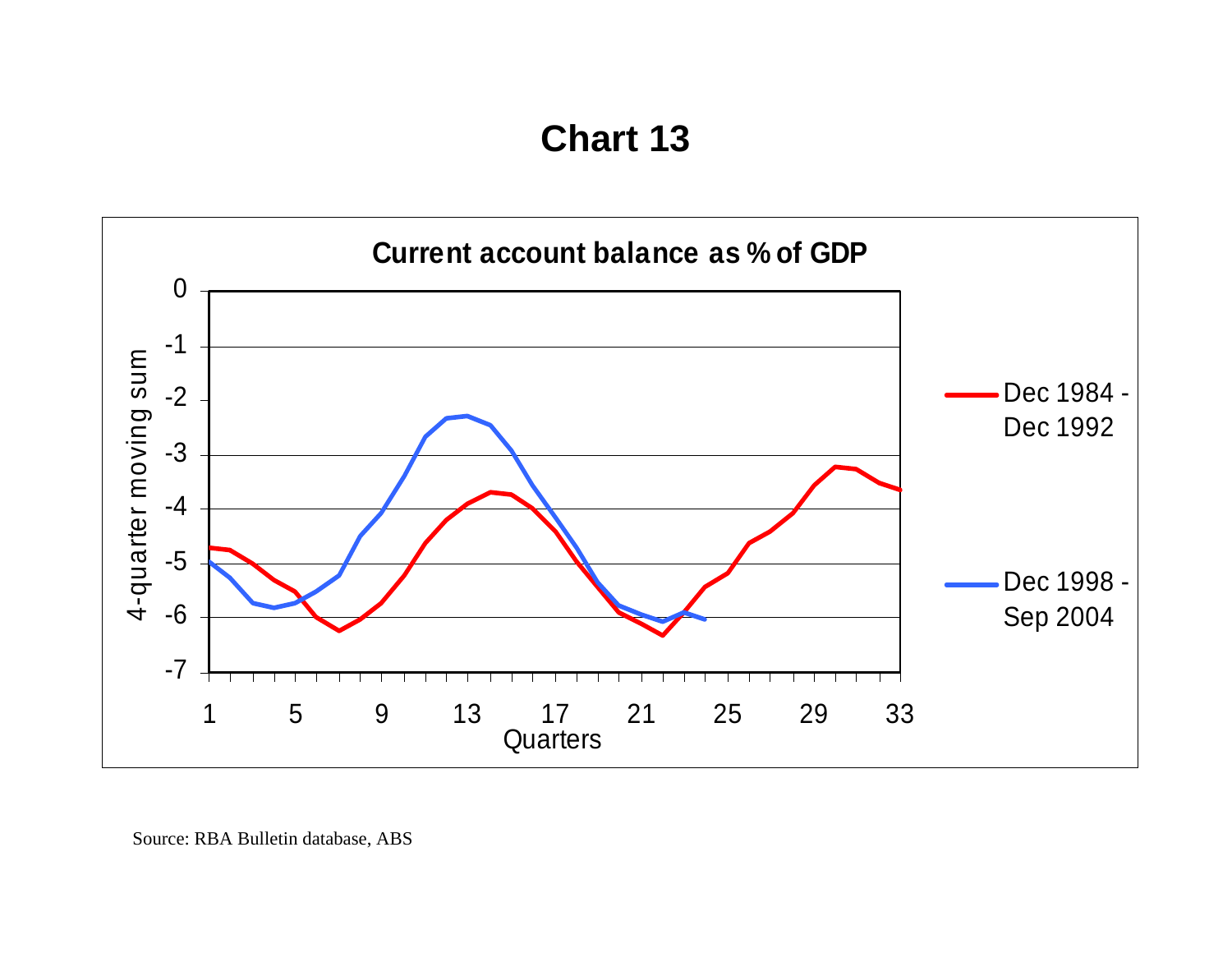# Chart 13

Current account balance as % of GDP

4-quarter moving sum

Quarters

Dec 1984 - Dec 1992

Dec 1998 - Sep 2004

Source: RBA Bulletin database, ABS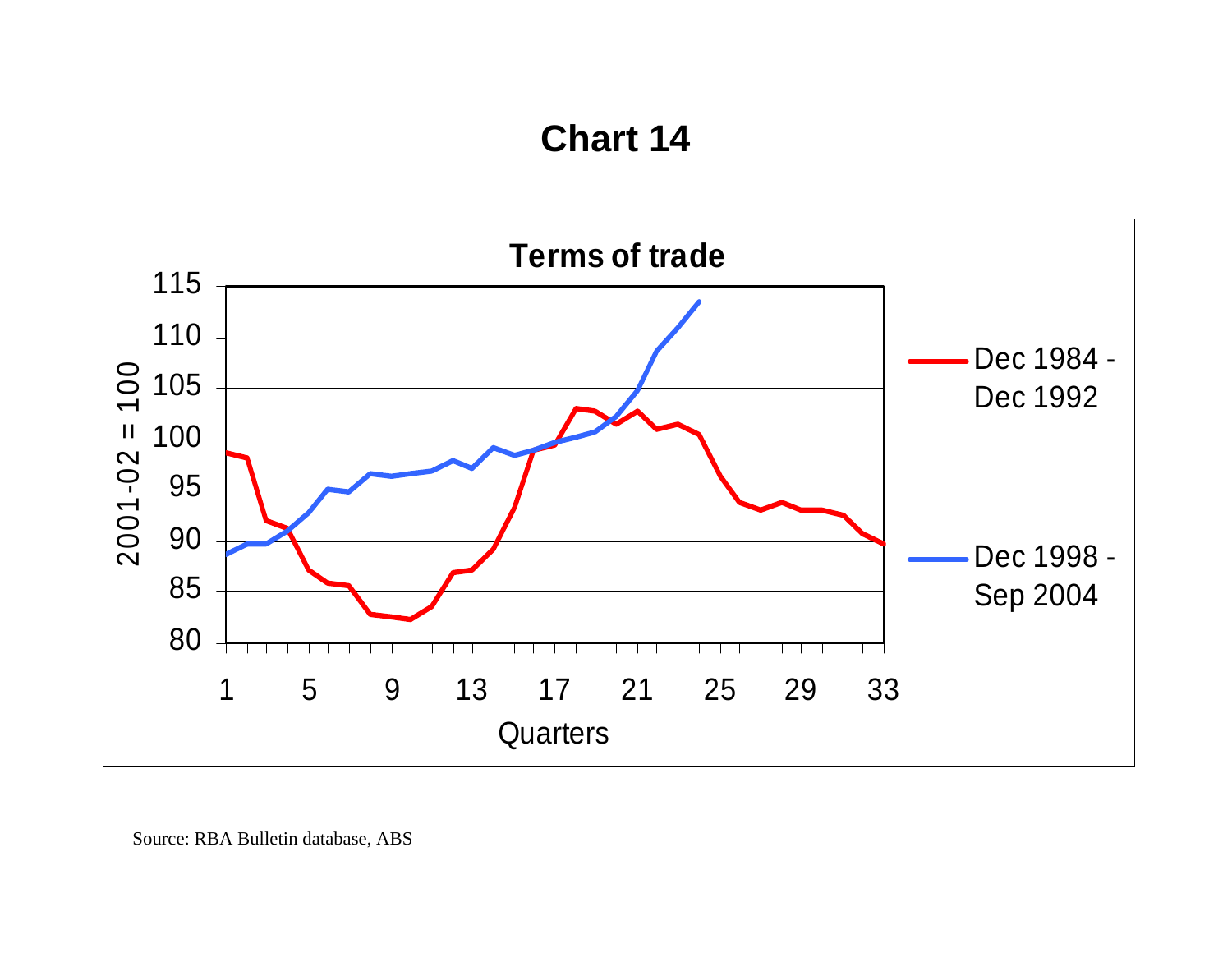# Chart 14

**Terms of trade**

2001-02 = 100

Quarters

Dec 1984 - Dec 1992

Dec 1998 - Sep 2004

Source: RBA Bulletin database, ABS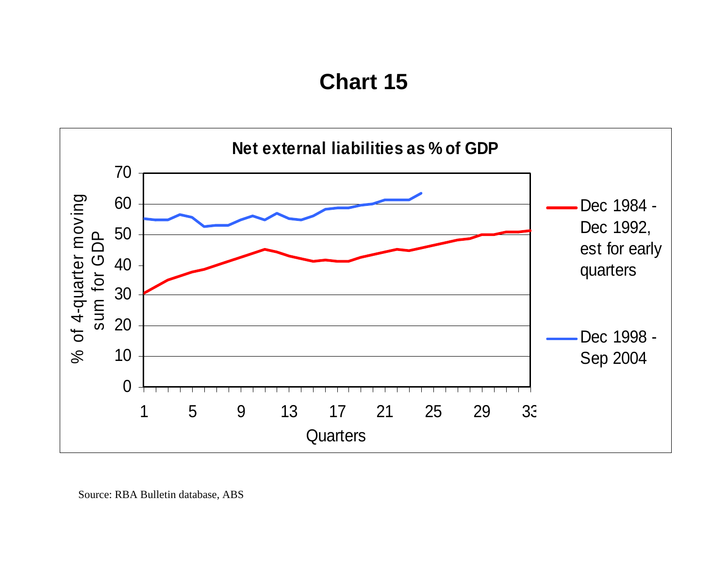# Chart 15

**Net external liabilities as % of GDP**

% of 4-quarter moving sum for GDP

Quarters

Dec 1984 - Dec 1992, est for early quarters

Dec 1998 - Sep 2004

Source: RBA Bulletin database, ABS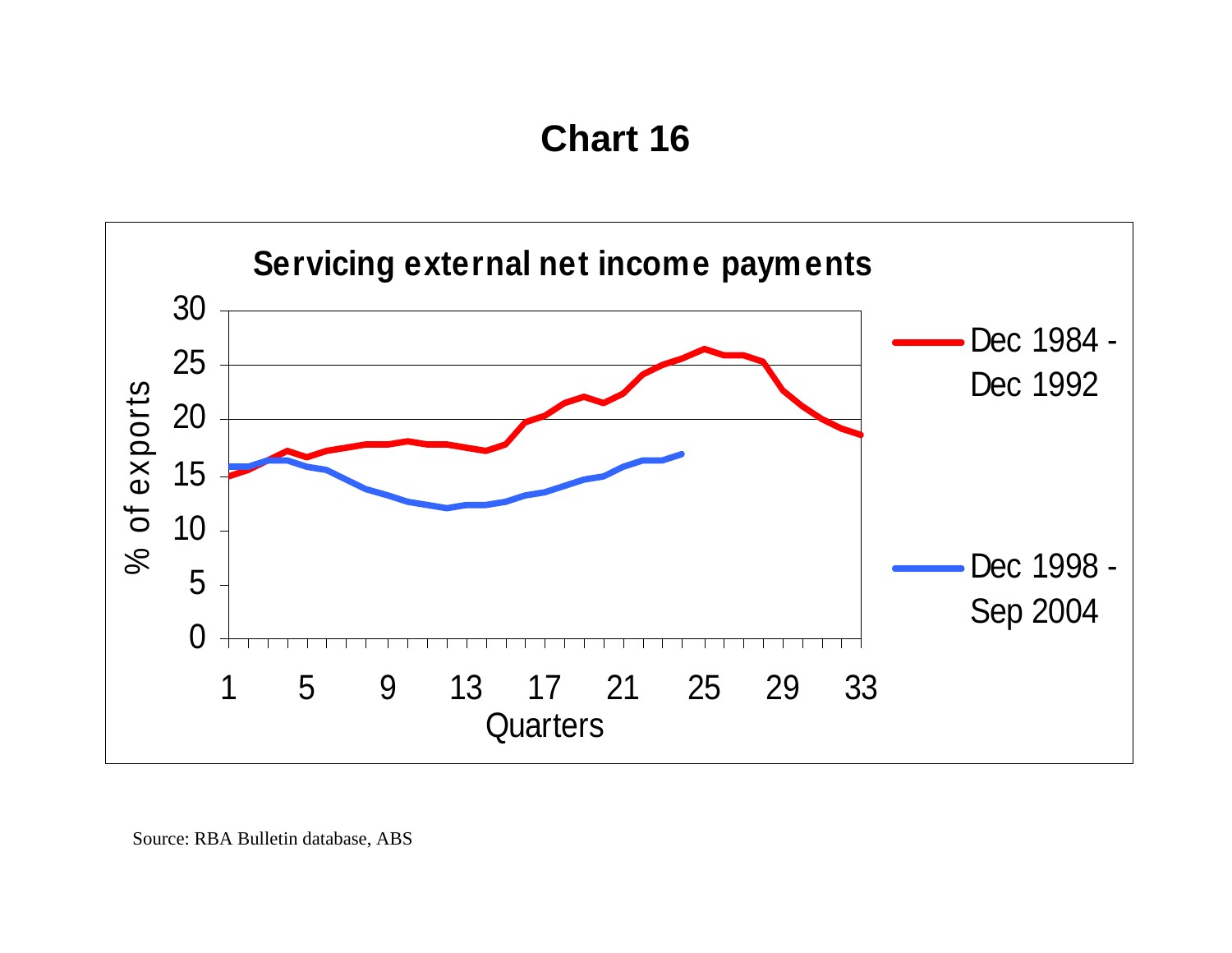# Chart 16

**Servicing external net income payments**

% of exports

Quarters

Dec 1984 - Dec 1992

Dec 1998 - Sep 2004

Source: RBA Bulletin database, ABS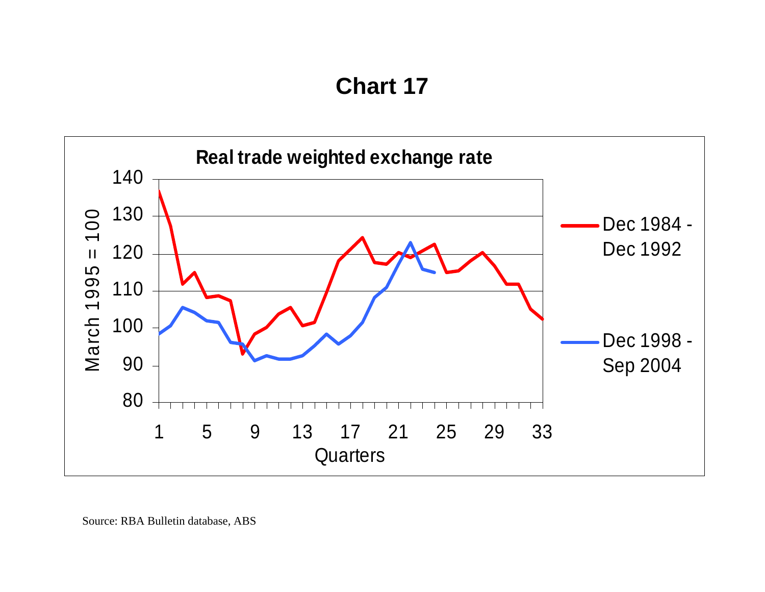# Chart 17

**Real trade weighted exchange rate**

March 1995 = 100

Quarters

Dec 1984 - Dec 1992

Dec 1998 - Sep 2004

Source: RBA Bulletin database, ABS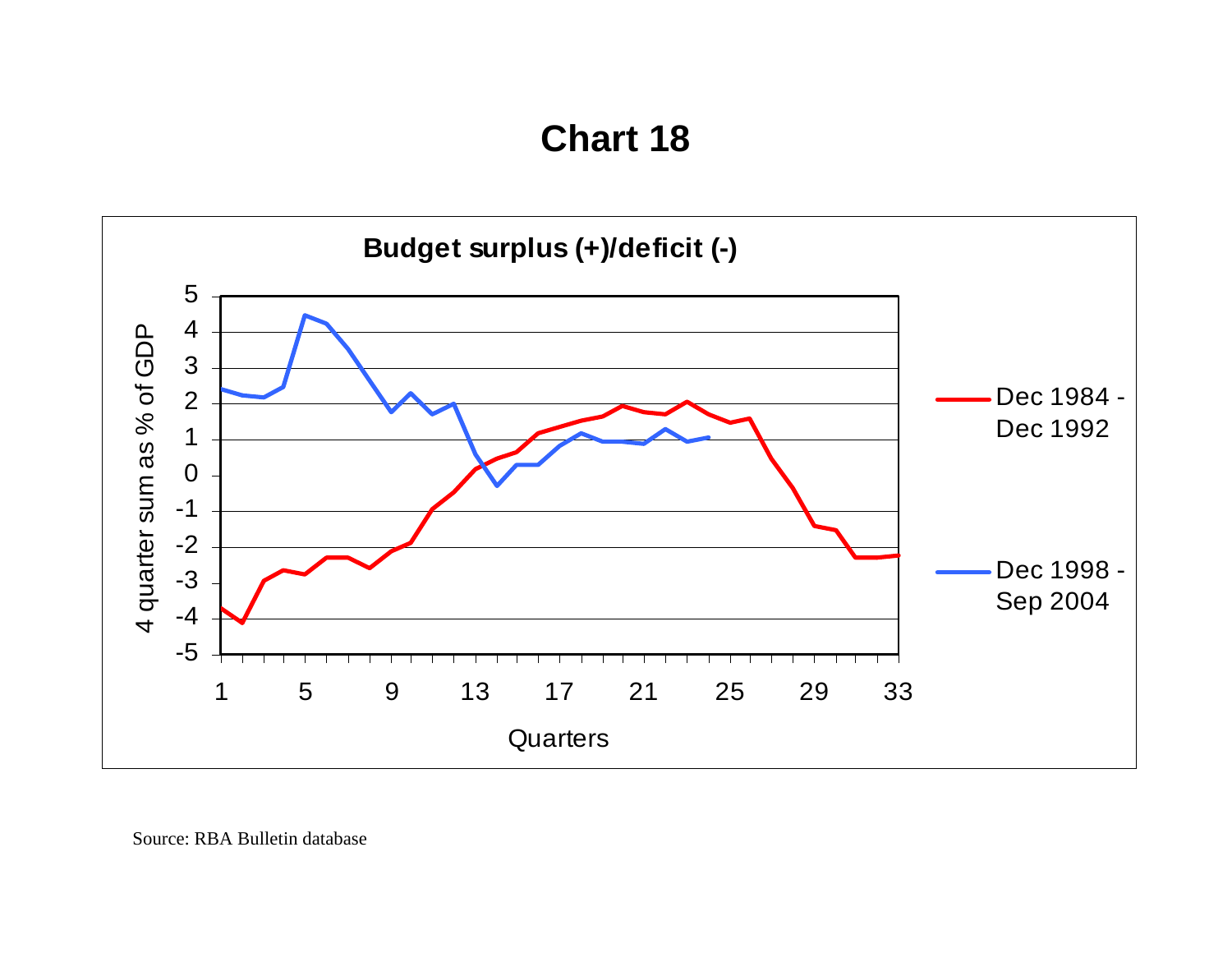# Chart 18

**Budget surplus (+)/deficit (-)**

4 quarter sum as % of GDP

Quarters

Dec 1984 - Dec 1992

Dec 1998 - Sep 2004

Source: RBA Bulletin database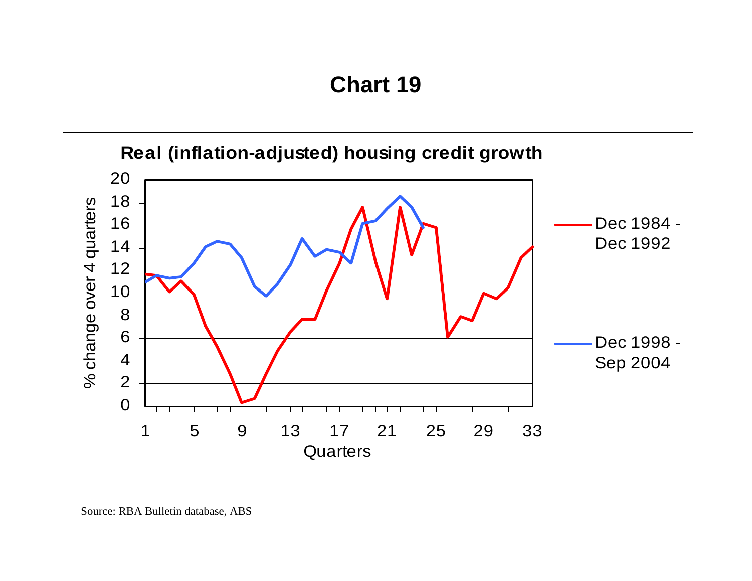# Chart 19

**Real (inflation-adjusted) housing credit growth**

% change over 4 quarters

Quarters

Dec 1984 - Dec 1992

Dec 1998 - Sep 2004

Source: RBA Bulletin database, ABS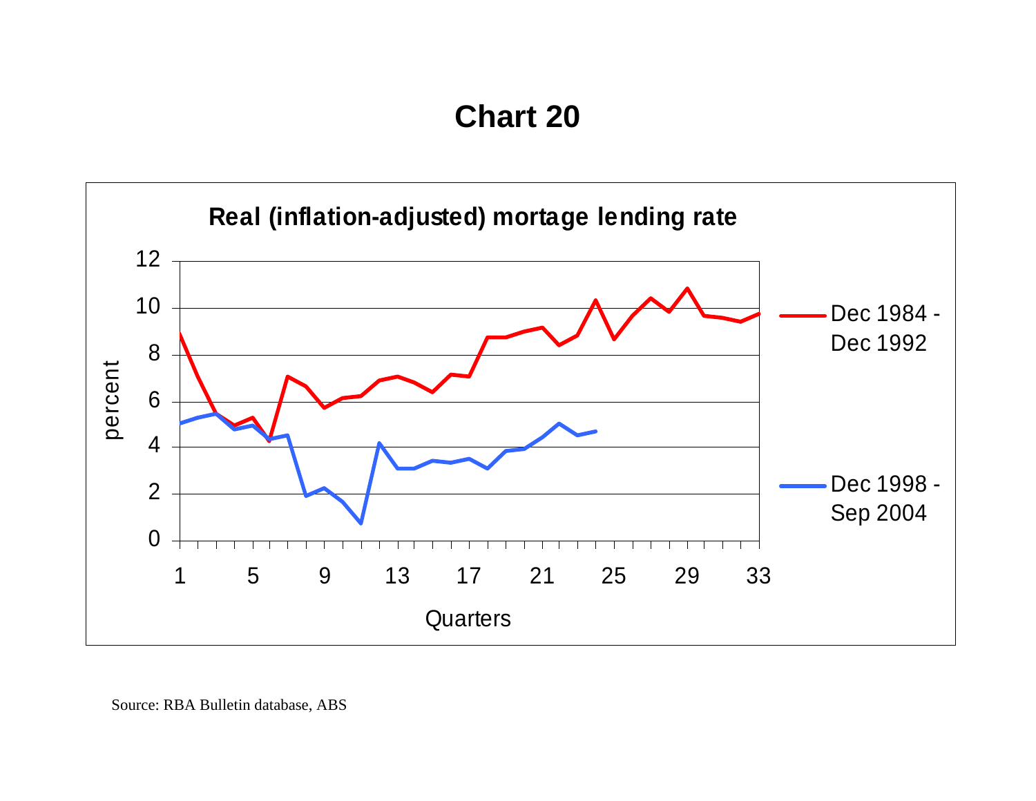# Chart 20

**Real (inflation-adjusted) mortage lending rate**

percent

Quarters

Dec 1984 - Dec 1992

Dec 1998 - Sep 2004

Source: RBA Bulletin database, ABS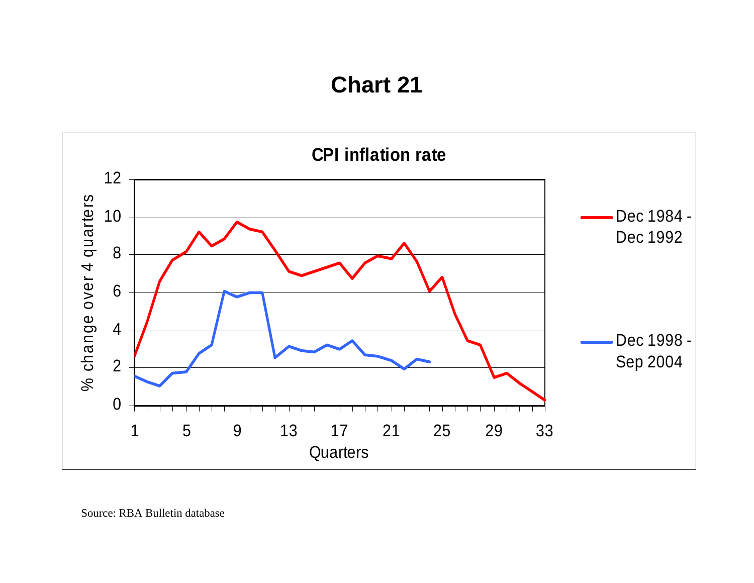# Chart 21

**CPI inflation rate**

% change over 4 quarters

Quarters

Dec 1984 - Dec 1992

Dec 1998 - Sep 2004

Source: RBA Bulletin database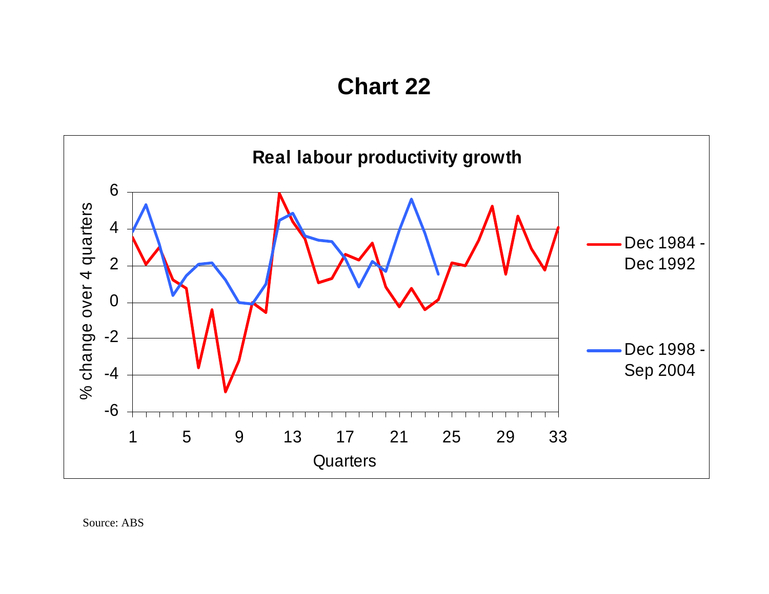# Chart 22

**Real labour productivity growth**

Source: ABS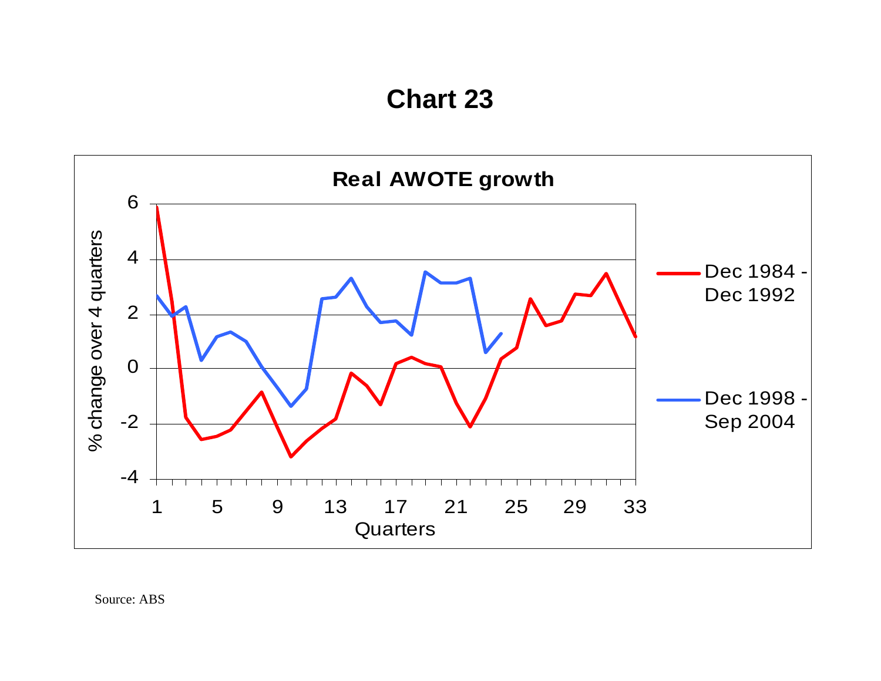# Chart 23

**Real AWOTE growth**

% change over 4 quarters

Quarters

Dec 1984 - Dec 1992

Dec 1998 - Sep 2004

Source: ABS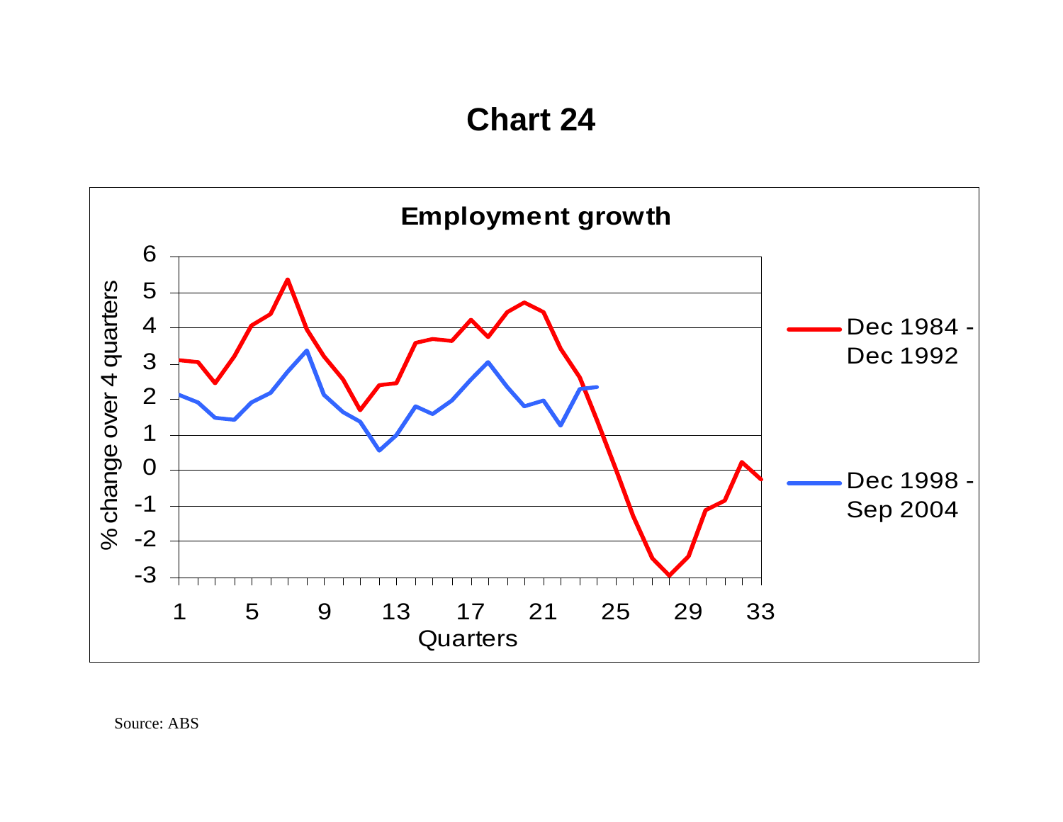# Chart 24

**Employment growth**

% change over 4 quarters

Quarters

Dec 1984 - Dec 1992

Dec 1998 - Sep 2004

Source: ABS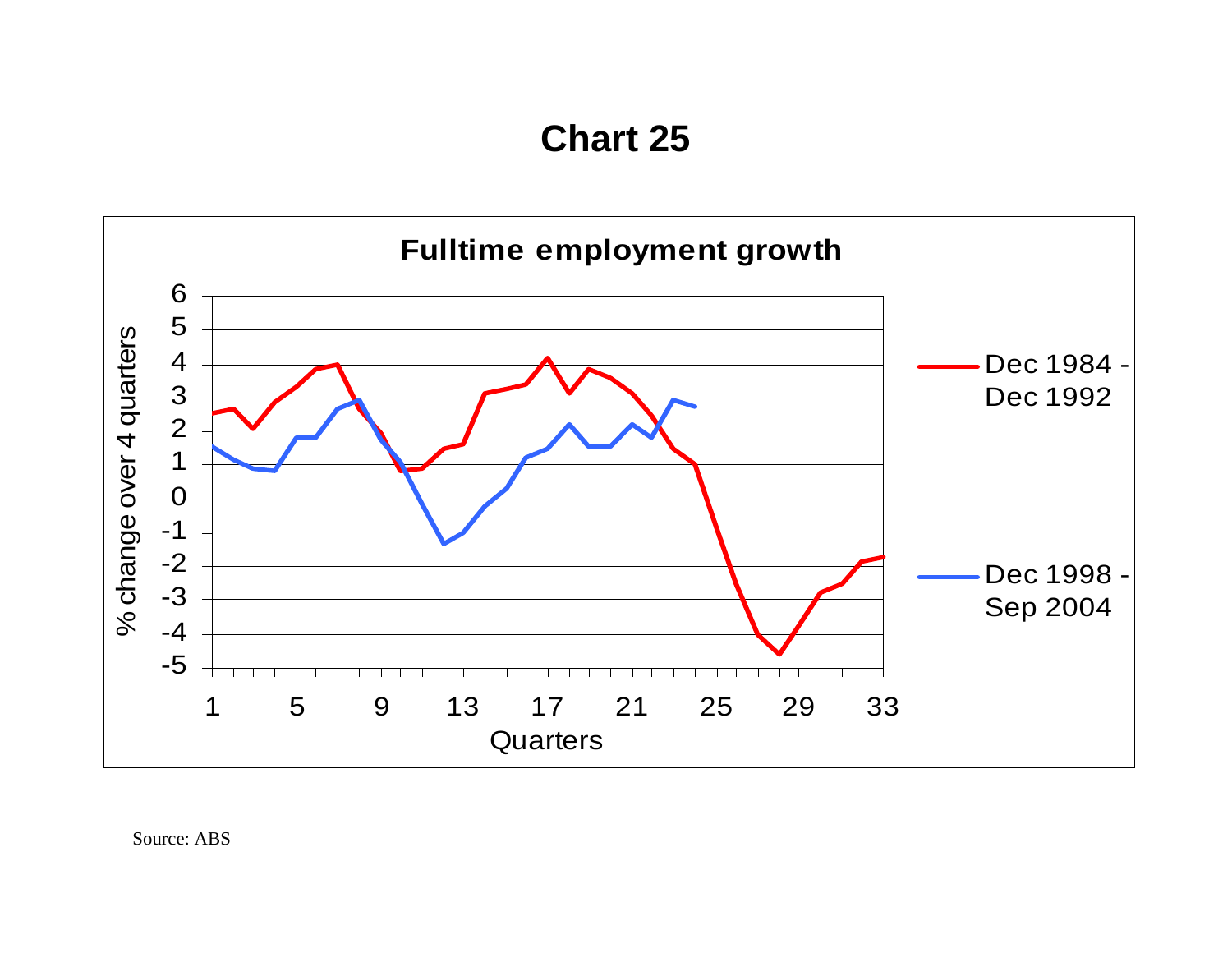# Chart 25

**Fulltime employment growth**

% change over 4 quarters

Quarters

Dec 1984 - Dec 1992

Dec 1998 - Sep 2004

Source: ABS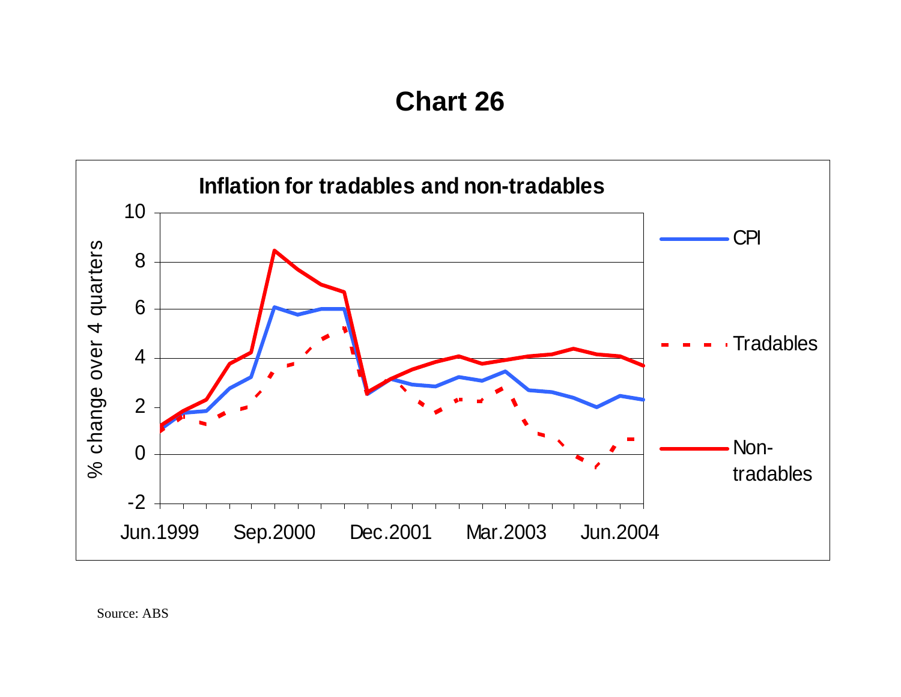# Chart 26

**Inflation for tradables and non-tradables**

% change over 4 quarters

10
8
6
4
2
0
-2

Jun.1999
Sep.2000
Dec.2001
Mar.2003
Jun.2004

CPI
Tradables
Non-tradables

Source: ABS